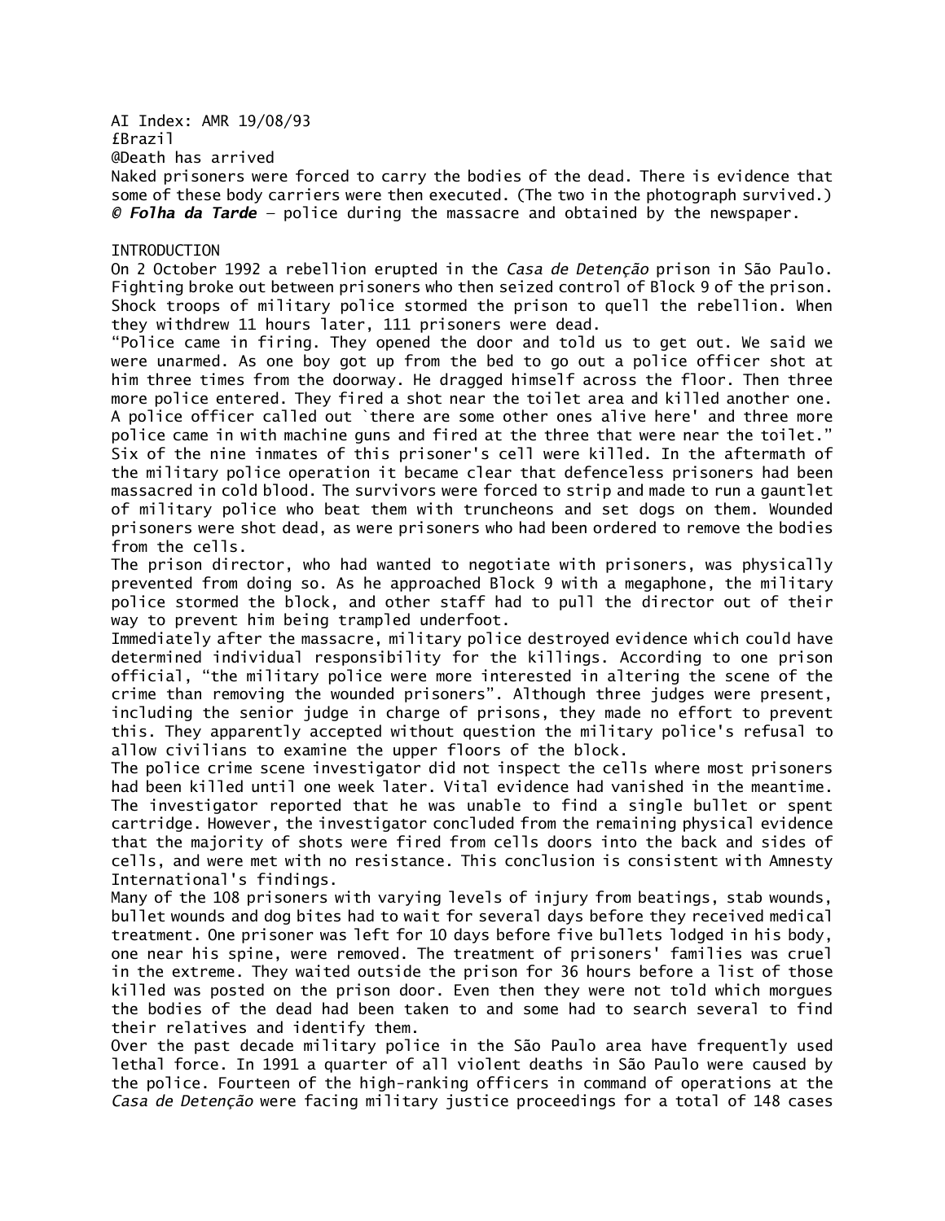AI Index: AMR 19/08/93

£Brazil

@Death has arrived

Naked prisoners were forced to carry the bodies of the dead. There is evidence that some of these body carriers were then executed. (The two in the photograph survived.) *© **Folha da Tarde*** – police during the massacre and obtained by the newspaper.

## INTRODUCTION

On 2 October 1992 a rebellion erupted in the *Casa de Detenção* prison in São Paulo. Fighting broke out between prisoners who then seized control of Block 9 of the prison. Shock troops of military police stormed the prison to quell the rebellion. When they withdrew 11 hours later, 111 prisoners were dead.

"Police came in firing. They opened the door and told us to get out. We said we were unarmed. As one boy got up from the bed to go out a police officer shot at him three times from the doorway. He dragged himself across the floor. Then three more police entered. They fired a shot near the toilet area and killed another one. A police officer called out `there are some other ones alive here' and three more police came in with machine guns and fired at the three that were near the toilet."

Six of the nine inmates of this prisoner's cell were killed. In the aftermath of the military police operation it became clear that defenceless prisoners had been massacred in cold blood. The survivors were forced to strip and made to run a gauntlet of military police who beat them with truncheons and set dogs on them. Wounded prisoners were shot dead, as were prisoners who had been ordered to remove the bodies from the cells.

The prison director, who had wanted to negotiate with prisoners, was physically prevented from doing so. As he approached Block 9 with a megaphone, the military police stormed the block, and other staff had to pull the director out of their way to prevent him being trampled underfoot.

Immediately after the massacre, military police destroyed evidence which could have determined individual responsibility for the killings. According to one prison official, "the military police were more interested in altering the scene of the crime than removing the wounded prisoners". Although three judges were present, including the senior judge in charge of prisons, they made no effort to prevent this. They apparently accepted without question the military police's refusal to allow civilians to examine the upper floors of the block.

The police crime scene investigator did not inspect the cells where most prisoners had been killed until one week later. Vital evidence had vanished in the meantime. The investigator reported that he was unable to find a single bullet or spent cartridge. However, the investigator concluded from the remaining physical evidence that the majority of shots were fired from cells doors into the back and sides of cells, and were met with no resistance. This conclusion is consistent with Amnesty International's findings.

Many of the 108 prisoners with varying levels of injury from beatings, stab wounds, bullet wounds and dog bites had to wait for several days before they received medical treatment. One prisoner was left for 10 days before five bullets lodged in his body, one near his spine, were removed. The treatment of prisoners' families was cruel in the extreme. They waited outside the prison for 36 hours before a list of those killed was posted on the prison door. Even then they were not told which morgues the bodies of the dead had been taken to and some had to search several to find their relatives and identify them.

Over the past decade military police in the São Paulo area have frequently used lethal force. In 1991 a quarter of all violent deaths in São Paulo were caused by the police. Fourteen of the high-ranking officers in command of operations at the *Casa de Detenção* were facing military justice proceedings for a total of 148 cases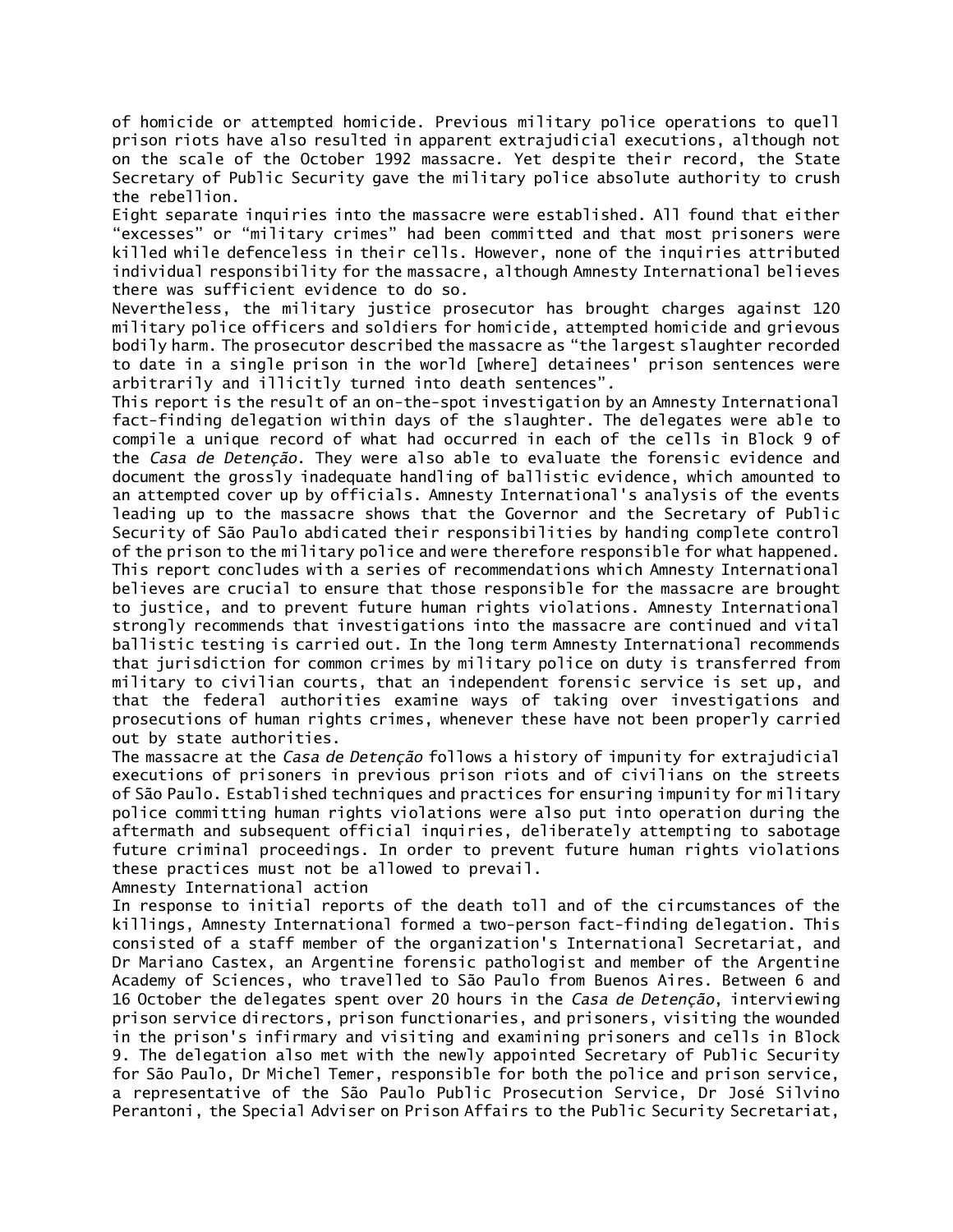of homicide or attempted homicide. Previous military police operations to quell prison riots have also resulted in apparent extrajudicial executions, although not on the scale of the October 1992 massacre. Yet despite their record, the State Secretary of Public Security gave the military police absolute authority to crush the rebellion.

Eight separate inquiries into the massacre were established. All found that either "excesses" or "military crimes" had been committed and that most prisoners were killed while defenceless in their cells. However, none of the inquiries attributed individual responsibility for the massacre, although Amnesty International believes there was sufficient evidence to do so.

Nevertheless, the military justice prosecutor has brought charges against 120 military police officers and soldiers for homicide, attempted homicide and grievous bodily harm. The prosecutor described the massacre as "the largest slaughter recorded to date in a single prison in the world [where] detainees' prison sentences were arbitrarily and illicitly turned into death sentences".

This report is the result of an on-the-spot investigation by an Amnesty International fact-finding delegation within days of the slaughter. The delegates were able to compile a unique record of what had occurred in each of the cells in Block 9 of the *Casa de Detenção*. They were also able to evaluate the forensic evidence and document the grossly inadequate handling of ballistic evidence, which amounted to an attempted cover up by officials. Amnesty International's analysis of the events leading up to the massacre shows that the Governor and the Secretary of Public Security of São Paulo abdicated their responsibilities by handing complete control of the prison to the military police and were therefore responsible for what happened. This report concludes with a series of recommendations which Amnesty International believes are crucial to ensure that those responsible for the massacre are brought to justice, and to prevent future human rights violations. Amnesty International strongly recommends that investigations into the massacre are continued and vital ballistic testing is carried out. In the long term Amnesty International recommends that jurisdiction for common crimes by military police on duty is transferred from military to civilian courts, that an independent forensic service is set up, and that the federal authorities examine ways of taking over investigations and prosecutions of human rights crimes, whenever these have not been properly carried out by state authorities.

The massacre at the *Casa de Detenção* follows a history of impunity for extrajudicial executions of prisoners in previous prison riots and of civilians on the streets of São Paulo. Established techniques and practices for ensuring impunity for military police committing human rights violations were also put into operation during the aftermath and subsequent official inquiries, deliberately attempting to sabotage future criminal proceedings. In order to prevent future human rights violations these practices must not be allowed to prevail.

## Amnesty International action

In response to initial reports of the death toll and of the circumstances of the killings, Amnesty International formed a two-person fact-finding delegation. This consisted of a staff member of the organization's International Secretariat, and Dr Mariano Castex, an Argentine forensic pathologist and member of the Argentine Academy of Sciences, who travelled to São Paulo from Buenos Aires. Between 6 and 16 October the delegates spent over 20 hours in the *Casa de Detenção*, interviewing prison service directors, prison functionaries, and prisoners, visiting the wounded in the prison's infirmary and visiting and examining prisoners and cells in Block 9. The delegation also met with the newly appointed Secretary of Public Security for São Paulo, Dr Michel Temer, responsible for both the police and prison service, a representative of the São Paulo Public Prosecution Service, Dr José Silvino Perantoni, the Special Adviser on Prison Affairs to the Public Security Secretariat,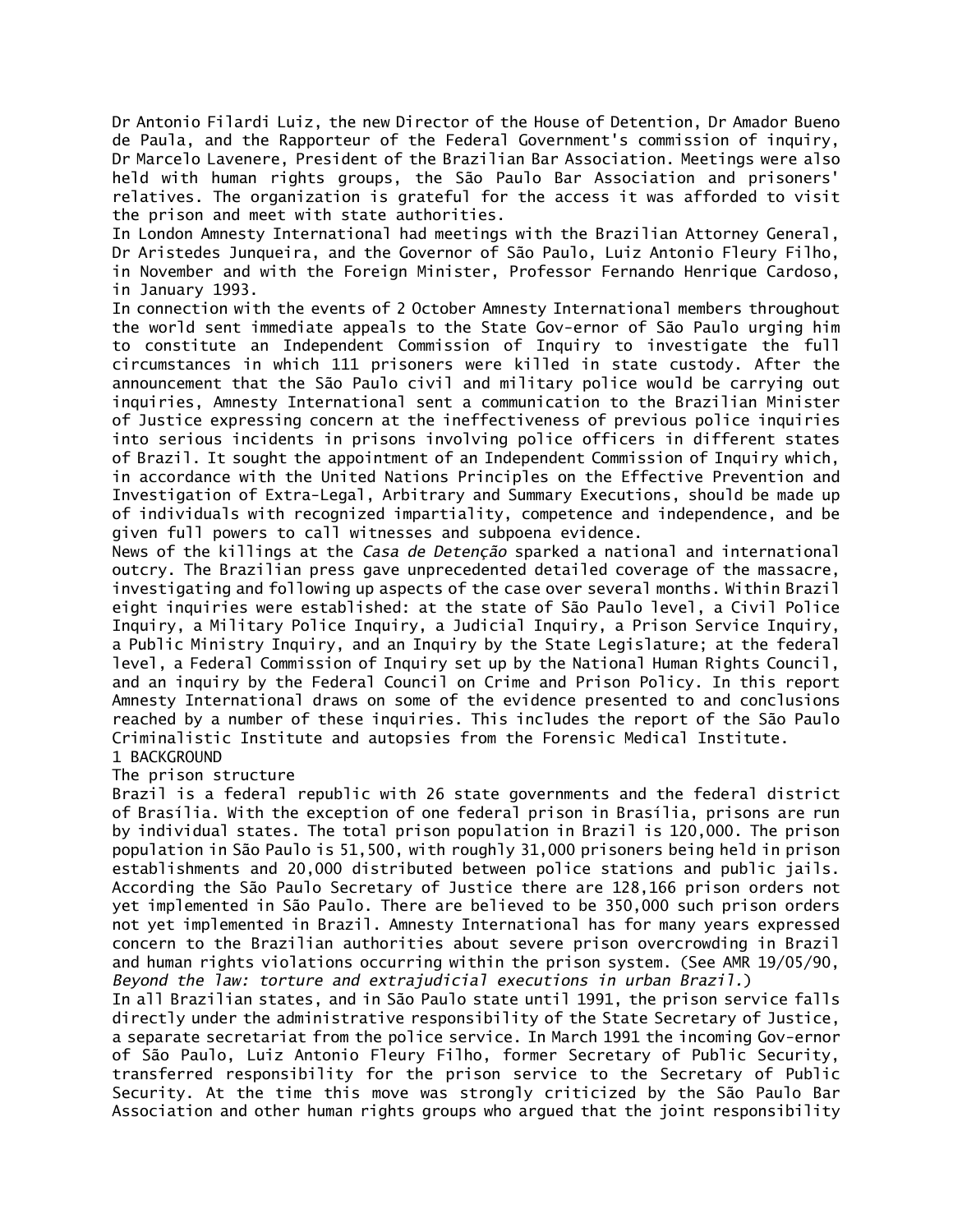Dr Antonio Filardi Luiz, the new Director of the House of Detention, Dr Amador Bueno de Paula, and the Rapporteur of the Federal Government's commission of inquiry, Dr Marcelo Lavenere, President of the Brazilian Bar Association. Meetings were also held with human rights groups, the São Paulo Bar Association and prisoners' relatives. The organization is grateful for the access it was afforded to visit the prison and meet with state authorities.

In London Amnesty International had meetings with the Brazilian Attorney General, Dr Aristedes Junqueira, and the Governor of São Paulo, Luiz Antonio Fleury Filho, in November and with the Foreign Minister, Professor Fernando Henrique Cardoso, in January 1993.

In connection with the events of 2 October Amnesty International members throughout the world sent immediate appeals to the State Gov-ernor of São Paulo urging him to constitute an Independent Commission of Inquiry to investigate the full circumstances in which 111 prisoners were killed in state custody. After the announcement that the São Paulo civil and military police would be carrying out inquiries, Amnesty International sent a communication to the Brazilian Minister of Justice expressing concern at the ineffectiveness of previous police inquiries into serious incidents in prisons involving police officers in different states of Brazil. It sought the appointment of an Independent Commission of Inquiry which, in accordance with the United Nations Principles on the Effective Prevention and Investigation of Extra-Legal, Arbitrary and Summary Executions, should be made up of individuals with recognized impartiality, competence and independence, and be given full powers to call witnesses and subpoena evidence.

News of the killings at the *Casa de Detenção* sparked a national and international outcry. The Brazilian press gave unprecedented detailed coverage of the massacre, investigating and following up aspects of the case over several months. Within Brazil eight inquiries were established: at the state of São Paulo level, a Civil Police Inquiry, a Military Police Inquiry, a Judicial Inquiry, a Prison Service Inquiry, a Public Ministry Inquiry, and an Inquiry by the State Legislature; at the federal level, a Federal Commission of Inquiry set up by the National Human Rights Council, and an inquiry by the Federal Council on Crime and Prison Policy. In this report Amnesty International draws on some of the evidence presented to and conclusions reached by a number of these inquiries. This includes the report of the São Paulo Criminalistic Institute and autopsies from the Forensic Medical Institute.

# 1 BACKGROUND

## The prison structure

Brazil is a federal republic with 26 state governments and the federal district of Brasília. With the exception of one federal prison in Brasília, prisons are run by individual states. The total prison population in Brazil is 120,000. The prison population in São Paulo is 51,500, with roughly 31,000 prisoners being held in prison establishments and 20,000 distributed between police stations and public jails. According the São Paulo Secretary of Justice there are 128,166 prison orders not yet implemented in São Paulo. There are believed to be 350,000 such prison orders not yet implemented in Brazil. Amnesty International has for many years expressed concern to the Brazilian authorities about severe prison overcrowding in Brazil and human rights violations occurring within the prison system. (See AMR 19/05/90, *Beyond the law: torture and extrajudicial executions in urban Brazil.*)

In all Brazilian states, and in São Paulo state until 1991, the prison service falls directly under the administrative responsibility of the State Secretary of Justice, a separate secretariat from the police service. In March 1991 the incoming Gov-ernor of São Paulo, Luiz Antonio Fleury Filho, former Secretary of Public Security, transferred responsibility for the prison service to the Secretary of Public Security. At the time this move was strongly criticized by the São Paulo Bar Association and other human rights groups who argued that the joint responsibility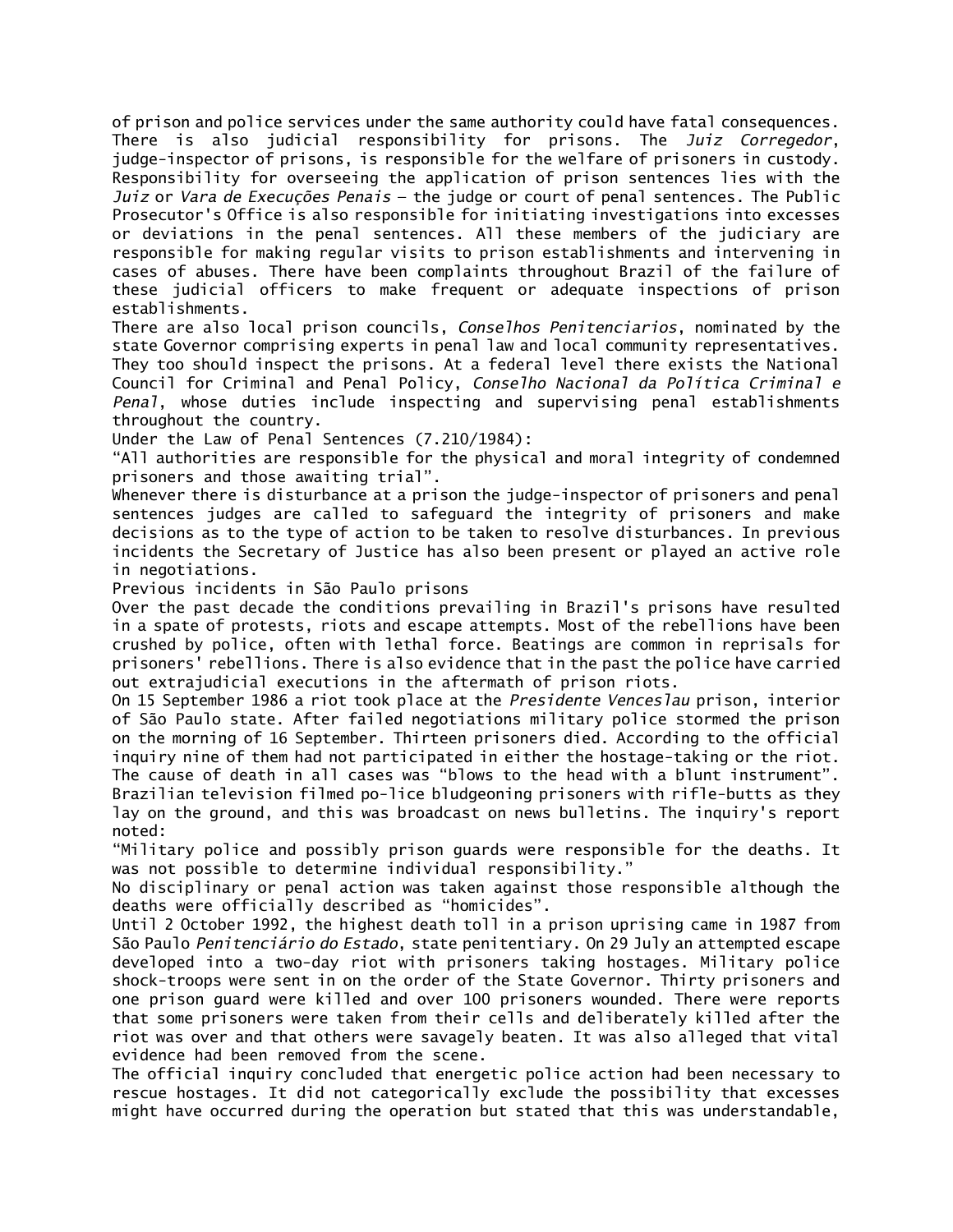of prison and police services under the same authority could have fatal consequences. There is also judicial responsibility for prisons. The *Juiz Corregedor*, judge-inspector of prisons, is responsible for the welfare of prisoners in custody. Responsibility for overseeing the application of prison sentences lies with the *Juiz* or *Vara de Execuções Penais* – the judge or court of penal sentences. The Public Prosecutor's Office is also responsible for initiating investigations into excesses or deviations in the penal sentences. All these members of the judiciary are responsible for making regular visits to prison establishments and intervening in cases of abuses. There have been complaints throughout Brazil of the failure of these judicial officers to make frequent or adequate inspections of prison establishments.

There are also local prison councils, *Conselhos Penitenciarios*, nominated by the state Governor comprising experts in penal law and local community representatives. They too should inspect the prisons. At a federal level there exists the National Council for Criminal and Penal Policy, *Conselho Nacional da Política Criminal e Penal*, whose duties include inspecting and supervising penal establishments throughout the country.

Under the Law of Penal Sentences (7.210/1984):

"All authorities are responsible for the physical and moral integrity of condemned prisoners and those awaiting trial".

Whenever there is disturbance at a prison the judge-inspector of prisoners and penal sentences judges are called to safeguard the integrity of prisoners and make decisions as to the type of action to be taken to resolve disturbances. In previous incidents the Secretary of Justice has also been present or played an active role in negotiations.

## Previous incidents in São Paulo prisons

Over the past decade the conditions prevailing in Brazil's prisons have resulted in a spate of protests, riots and escape attempts. Most of the rebellions have been crushed by police, often with lethal force. Beatings are common in reprisals for prisoners' rebellions. There is also evidence that in the past the police have carried out extrajudicial executions in the aftermath of prison riots.

On 15 September 1986 a riot took place at the *Presidente Venceslau* prison, interior of São Paulo state. After failed negotiations military police stormed the prison on the morning of 16 September. Thirteen prisoners died. According to the official inquiry nine of them had not participated in either the hostage-taking or the riot. The cause of death in all cases was "blows to the head with a blunt instrument". Brazilian television filmed po-lice bludgeoning prisoners with rifle-butts as they lay on the ground, and this was broadcast on news bulletins. The inquiry's report noted:

"Military police and possibly prison guards were responsible for the deaths. It was not possible to determine individual responsibility."

No disciplinary or penal action was taken against those responsible although the deaths were officially described as "homicides".

Until 2 October 1992, the highest death toll in a prison uprising came in 1987 from São Paulo *Penitenciário do Estado*, state penitentiary. On 29 July an attempted escape developed into a two-day riot with prisoners taking hostages. Military police shock-troops were sent in on the order of the State Governor. Thirty prisoners and one prison guard were killed and over 100 prisoners wounded. There were reports that some prisoners were taken from their cells and deliberately killed after the riot was over and that others were savagely beaten. It was also alleged that vital evidence had been removed from the scene.

The official inquiry concluded that energetic police action had been necessary to rescue hostages. It did not categorically exclude the possibility that excesses might have occurred during the operation but stated that this was understandable,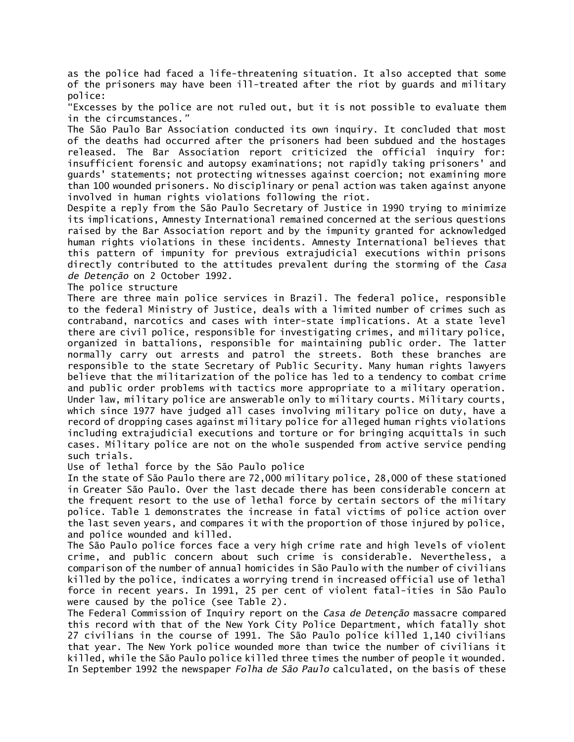as the police had faced a life-threatening situation. It also accepted that some of the prisoners may have been ill-treated after the riot by guards and military police:

"Excesses by the police are not ruled out, but it is not possible to evaluate them in the circumstances."

The São Paulo Bar Association conducted its own inquiry. It concluded that most of the deaths had occurred after the prisoners had been subdued and the hostages released. The Bar Association report criticized the official inquiry for: insufficient forensic and autopsy examinations; not rapidly taking prisoners' and guards' statements; not protecting witnesses against coercion; not examining more than 100 wounded prisoners. No disciplinary or penal action was taken against anyone involved in human rights violations following the riot.

Despite a reply from the São Paulo Secretary of Justice in 1990 trying to minimize its implications, Amnesty International remained concerned at the serious questions raised by the Bar Association report and by the impunity granted for acknowledged human rights violations in these incidents. Amnesty International believes that this pattern of impunity for previous extrajudicial executions within prisons directly contributed to the attitudes prevalent during the storming of the *Casa de Detenção* on 2 October 1992.

## The police structure

There are three main police services in Brazil. The federal police, responsible to the federal Ministry of Justice, deals with a limited number of crimes such as contraband, narcotics and cases with inter-state implications. At a state level there are civil police, responsible for investigating crimes, and military police, organized in battalions, responsible for maintaining public order. The latter normally carry out arrests and patrol the streets. Both these branches are responsible to the state Secretary of Public Security. Many human rights lawyers believe that the militarization of the police has led to a tendency to combat crime and public order problems with tactics more appropriate to a military operation. Under law, military police are answerable only to military courts. Military courts, which since 1977 have judged all cases involving military police on duty, have a record of dropping cases against military police for alleged human rights violations including extrajudicial executions and torture or for bringing acquittals in such cases. Military police are not on the whole suspended from active service pending such trials.

## Use of lethal force by the São Paulo police

In the state of São Paulo there are 72,000 military police, 28,000 of these stationed in Greater São Paulo. Over the last decade there has been considerable concern at the frequent resort to the use of lethal force by certain sectors of the military police. Table 1 demonstrates the increase in fatal victims of police action over the last seven years, and compares it with the proportion of those injured by police, and police wounded and killed.

The São Paulo police forces face a very high crime rate and high levels of violent crime, and public concern about such crime is considerable. Nevertheless, a comparison of the number of annual homicides in São Paulo with the number of civilians killed by the police, indicates a worrying trend in increased official use of lethal force in recent years. In 1991, 25 per cent of violent fatal-ities in São Paulo were caused by the police (see Table 2).

The Federal Commission of Inquiry report on the *Casa de Detenção* massacre compared this record with that of the New York City Police Department, which fatally shot 27 civilians in the course of 1991. The São Paulo police killed 1,140 civilians that year. The New York police wounded more than twice the number of civilians it killed, while the São Paulo police killed three times the number of people it wounded. In September 1992 the newspaper *Folha de São Paulo* calculated, on the basis of these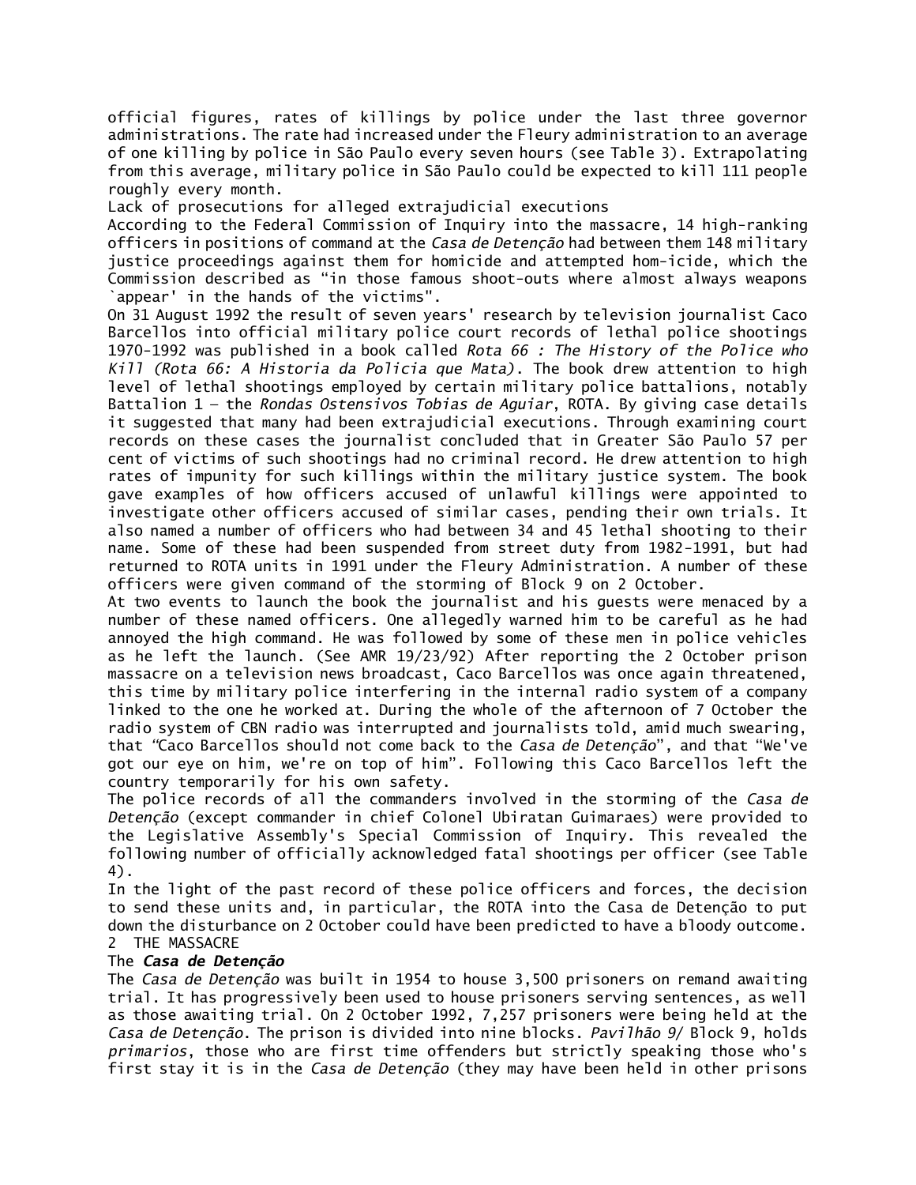official figures, rates of killings by police under the last three governor administrations. The rate had increased under the Fleury administration to an average of one killing by police in São Paulo every seven hours (see Table 3). Extrapolating from this average, military police in São Paulo could be expected to kill 111 people roughly every month.

### Lack of prosecutions for alleged extrajudicial executions

According to the Federal Commission of Inquiry into the massacre, 14 high-ranking officers in positions of command at the *Casa de Detenção* had between them 148 military justice proceedings against them for homicide and attempted hom-icide, which the Commission described as "in those famous shoot-outs where almost always weapons `appear' in the hands of the victims".

On 31 August 1992 the result of seven years' research by television journalist Caco Barcellos into official military police court records of lethal police shootings 1970-1992 was published in a book called *Rota 66 : The History of the Police who Kill (Rota 66: A Historia da Policia que Mata)*. The book drew attention to high level of lethal shootings employed by certain military police battalions, notably Battalion 1 – the *Rondas Ostensivos Tobias de Aguiar*, ROTA. By giving case details it suggested that many had been extrajudicial executions. Through examining court records on these cases the journalist concluded that in Greater São Paulo 57 per cent of victims of such shootings had no criminal record. He drew attention to high rates of impunity for such killings within the military justice system. The book gave examples of how officers accused of unlawful killings were appointed to investigate other officers accused of similar cases, pending their own trials. It also named a number of officers who had between 34 and 45 lethal shooting to their name. Some of these had been suspended from street duty from 1982-1991, but had returned to ROTA units in 1991 under the Fleury Administration. A number of these officers were given command of the storming of Block 9 on 2 October.

At two events to launch the book the journalist and his guests were menaced by a number of these named officers. One allegedly warned him to be careful as he had annoyed the high command. He was followed by some of these men in police vehicles as he left the launch. (See AMR 19/23/92) After reporting the 2 October prison massacre on a television news broadcast, Caco Barcellos was once again threatened, this time by military police interfering in the internal radio system of a company linked to the one he worked at. During the whole of the afternoon of 7 October the radio system of CBN radio was interrupted and journalists told, amid much swearing, that "Caco Barcellos should not come back to the *Casa de Detenção*", and that "We've got our eye on him, we're on top of him". Following this Caco Barcellos left the country temporarily for his own safety.

The police records of all the commanders involved in the storming of the *Casa de Detenção* (except commander in chief Colonel Ubiratan Guimaraes) were provided to the Legislative Assembly's Special Commission of Inquiry. This revealed the following number of officially acknowledged fatal shootings per officer (see Table 4).

In the light of the past record of these police officers and forces, the decision to send these units and, in particular, the ROTA into the Casa de Detenção to put down the disturbance on 2 October could have been predicted to have a bloody outcome.

## 2 THE MASSACRE

### The *Casa de Detenção*

The *Casa de Detenção* was built in 1954 to house 3,500 prisoners on remand awaiting trial. It has progressively been used to house prisoners serving sentences, as well as those awaiting trial. On 2 October 1992, 7,257 prisoners were being held at the *Casa de Detenção*. The prison is divided into nine blocks. *Pavilhão 9*/ Block 9, holds *primarios*, those who are first time offenders but strictly speaking those who's first stay it is in the *Casa de Detenção* (they may have been held in other prisons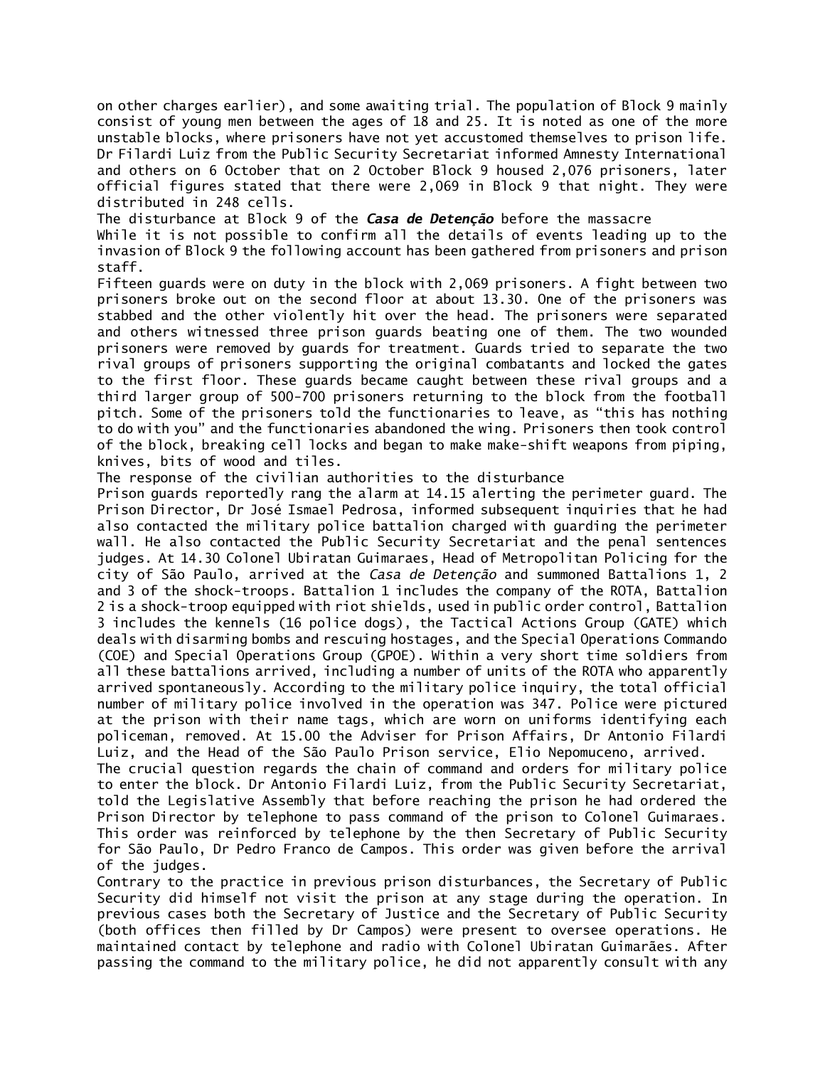on other charges earlier), and some awaiting trial. The population of Block 9 mainly consist of young men between the ages of 18 and 25. It is noted as one of the more unstable blocks, where prisoners have not yet accustomed themselves to prison life. Dr Filardi Luiz from the Public Security Secretariat informed Amnesty International and others on 6 October that on 2 October Block 9 housed 2,076 prisoners, later official figures stated that there were 2,069 in Block 9 that night. They were distributed in 248 cells.

## The disturbance at Block 9 of the ***Casa de Detenção*** before the massacre

While it is not possible to confirm all the details of events leading up to the invasion of Block 9 the following account has been gathered from prisoners and prison staff.

Fifteen guards were on duty in the block with 2,069 prisoners. A fight between two prisoners broke out on the second floor at about 13.30. One of the prisoners was stabbed and the other violently hit over the head. The prisoners were separated and others witnessed three prison guards beating one of them. The two wounded prisoners were removed by guards for treatment. Guards tried to separate the two rival groups of prisoners supporting the original combatants and locked the gates to the first floor. These guards became caught between these rival groups and a third larger group of 500-700 prisoners returning to the block from the football pitch. Some of the prisoners told the functionaries to leave, as "this has nothing to do with you" and the functionaries abandoned the wing. Prisoners then took control of the block, breaking cell locks and began to make make-shift weapons from piping, knives, bits of wood and tiles.

## The response of the civilian authorities to the disturbance

Prison guards reportedly rang the alarm at 14.15 alerting the perimeter guard. The Prison Director, Dr José Ismael Pedrosa, informed subsequent inquiries that he had also contacted the military police battalion charged with guarding the perimeter wall. He also contacted the Public Security Secretariat and the penal sentences judges. At 14.30 Colonel Ubiratan Guimaraes, Head of Metropolitan Policing for the city of São Paulo, arrived at the *Casa de Detenção* and summoned Battalions 1, 2 and 3 of the shock-troops. Battalion 1 includes the company of the ROTA, Battalion 2 is a shock-troop equipped with riot shields, used in public order control, Battalion 3 includes the kennels (16 police dogs), the Tactical Actions Group (GATE) which deals with disarming bombs and rescuing hostages, and the Special Operations Commando (COE) and Special Operations Group (GPOE). Within a very short time soldiers from all these battalions arrived, including a number of units of the ROTA who apparently arrived spontaneously. According to the military police inquiry, the total official number of military police involved in the operation was 347. Police were pictured at the prison with their name tags, which are worn on uniforms identifying each policeman, removed. At 15.00 the Adviser for Prison Affairs, Dr Antonio Filardi Luiz, and the Head of the São Paulo Prison service, Elio Nepomuceno, arrived.

The crucial question regards the chain of command and orders for military police to enter the block. Dr Antonio Filardi Luiz, from the Public Security Secretariat, told the Legislative Assembly that before reaching the prison he had ordered the Prison Director by telephone to pass command of the prison to Colonel Guimaraes. This order was reinforced by telephone by the then Secretary of Public Security for São Paulo, Dr Pedro Franco de Campos. This order was given before the arrival of the judges.

Contrary to the practice in previous prison disturbances, the Secretary of Public Security did himself not visit the prison at any stage during the operation. In previous cases both the Secretary of Justice and the Secretary of Public Security (both offices then filled by Dr Campos) were present to oversee operations. He maintained contact by telephone and radio with Colonel Ubiratan Guimarães. After passing the command to the military police, he did not apparently consult with any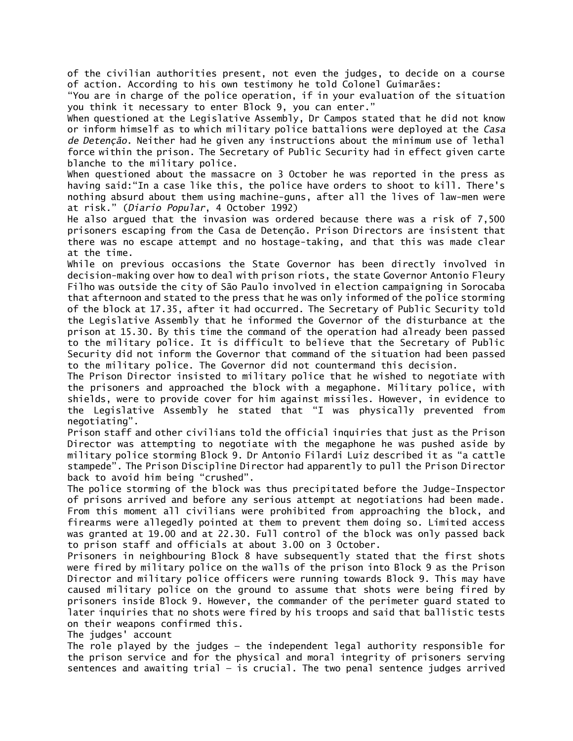of the civilian authorities present, not even the judges, to decide on a course of action. According to his own testimony he told Colonel Guimarães:

"You are in charge of the police operation, if in your evaluation of the situation you think it necessary to enter Block 9, you can enter."

When questioned at the Legislative Assembly, Dr Campos stated that he did not know or inform himself as to which military police battalions were deployed at the *Casa de Detenção*. Neither had he given any instructions about the minimum use of lethal force within the prison. The Secretary of Public Security had in effect given carte blanche to the military police.

When questioned about the massacre on 3 October he was reported in the press as having said:"In a case like this, the police have orders to shoot to kill. There's nothing absurd about them using machine-guns, after all the lives of law-men were at risk." (*Diario Popular*, 4 October 1992)

He also argued that the invasion was ordered because there was a risk of 7,500 prisoners escaping from the Casa de Detenção. Prison Directors are insistent that there was no escape attempt and no hostage-taking, and that this was made clear at the time.

While on previous occasions the State Governor has been directly involved in decision-making over how to deal with prison riots, the state Governor Antonio Fleury Filho was outside the city of São Paulo involved in election campaigning in Sorocaba that afternoon and stated to the press that he was only informed of the police storming of the block at 17.35, after it had occurred. The Secretary of Public Security told the Legislative Assembly that he informed the Governor of the disturbance at the prison at 15.30. By this time the command of the operation had already been passed to the military police. It is difficult to believe that the Secretary of Public Security did not inform the Governor that command of the situation had been passed to the military police. The Governor did not countermand this decision.

The Prison Director insisted to military police that he wished to negotiate with the prisoners and approached the block with a megaphone. Military police, with shields, were to provide cover for him against missiles. However, in evidence to the Legislative Assembly he stated that "I was physically prevented from negotiating".

Prison staff and other civilians told the official inquiries that just as the Prison Director was attempting to negotiate with the megaphone he was pushed aside by military police storming Block 9. Dr Antonio Filardi Luiz described it as "a cattle stampede". The Prison Discipline Director had apparently to pull the Prison Director back to avoid him being "crushed".

The police storming of the block was thus precipitated before the Judge-Inspector of prisons arrived and before any serious attempt at negotiations had been made. From this moment all civilians were prohibited from approaching the block, and firearms were allegedly pointed at them to prevent them doing so. Limited access was granted at 19.00 and at 22.30. Full control of the block was only passed back to prison staff and officials at about 3.00 on 3 October.

Prisoners in neighbouring Block 8 have subsequently stated that the first shots were fired by military police on the walls of the prison into Block 9 as the Prison Director and military police officers were running towards Block 9. This may have caused military police on the ground to assume that shots were being fired by prisoners inside Block 9. However, the commander of the perimeter guard stated to later inquiries that no shots were fired by his troops and said that ballistic tests on their weapons confirmed this.

## The judges' account

The role played by the judges – the independent legal authority responsible for the prison service and for the physical and moral integrity of prisoners serving sentences and awaiting trial – is crucial. The two penal sentence judges arrived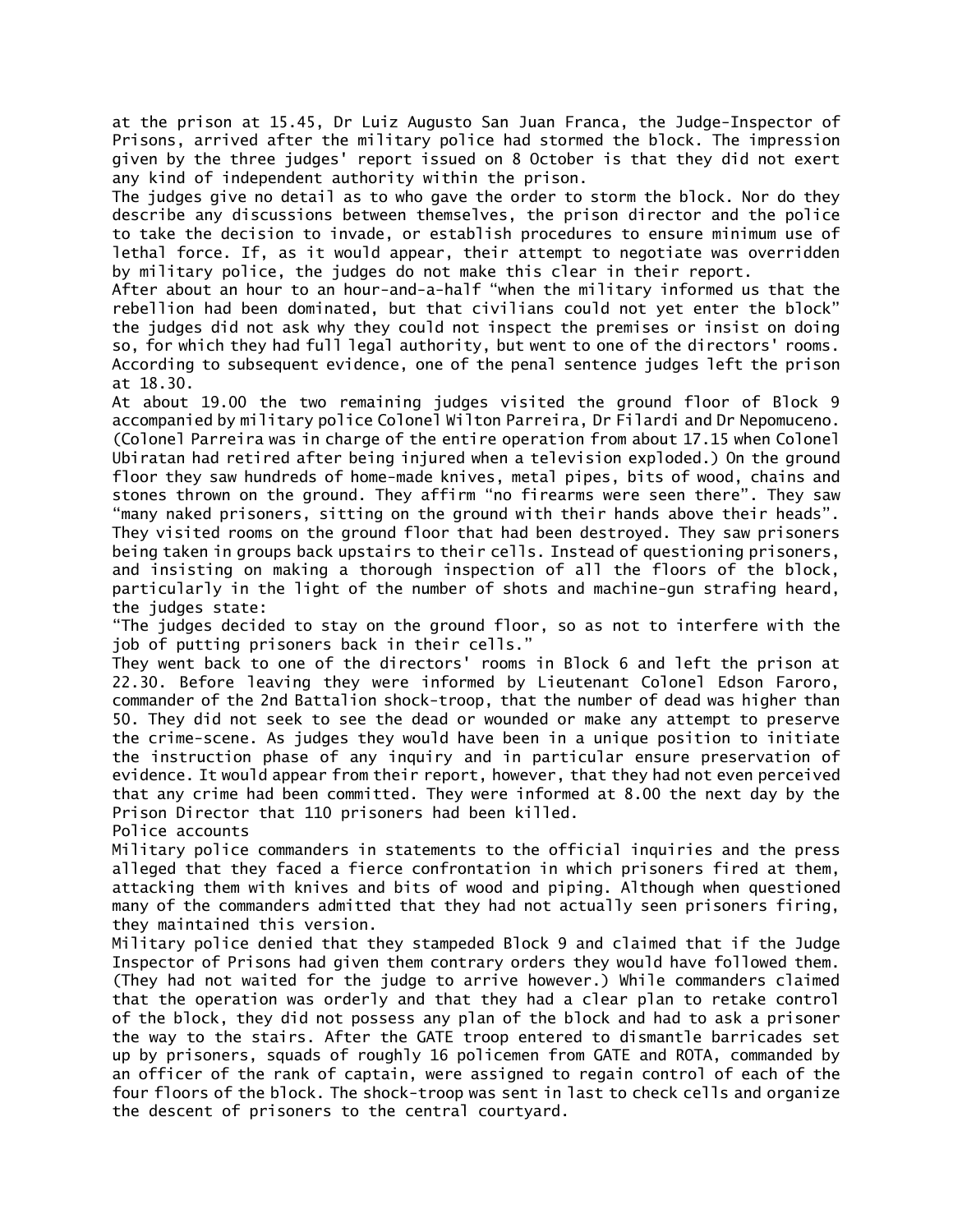at the prison at 15.45, Dr Luiz Augusto San Juan Franca, the Judge-Inspector of Prisons, arrived after the military police had stormed the block. The impression given by the three judges' report issued on 8 October is that they did not exert any kind of independent authority within the prison.

The judges give no detail as to who gave the order to storm the block. Nor do they describe any discussions between themselves, the prison director and the police to take the decision to invade, or establish procedures to ensure minimum use of lethal force. If, as it would appear, their attempt to negotiate was overridden by military police, the judges do not make this clear in their report.

After about an hour to an hour-and-a-half "when the military informed us that the rebellion had been dominated, but that civilians could not yet enter the block" the judges did not ask why they could not inspect the premises or insist on doing so, for which they had full legal authority, but went to one of the directors' rooms. According to subsequent evidence, one of the penal sentence judges left the prison at 18.30.

At about 19.00 the two remaining judges visited the ground floor of Block 9 accompanied by military police Colonel Wilton Parreira, Dr Filardi and Dr Nepomuceno. (Colonel Parreira was in charge of the entire operation from about 17.15 when Colonel Ubiratan had retired after being injured when a television exploded.) On the ground floor they saw hundreds of home-made knives, metal pipes, bits of wood, chains and stones thrown on the ground. They affirm "no firearms were seen there". They saw "many naked prisoners, sitting on the ground with their hands above their heads". They visited rooms on the ground floor that had been destroyed. They saw prisoners being taken in groups back upstairs to their cells. Instead of questioning prisoners, and insisting on making a thorough inspection of all the floors of the block, particularly in the light of the number of shots and machine-gun strafing heard, the judges state:

"The judges decided to stay on the ground floor, so as not to interfere with the job of putting prisoners back in their cells."

They went back to one of the directors' rooms in Block 6 and left the prison at 22.30. Before leaving they were informed by Lieutenant Colonel Edson Faroro, commander of the 2nd Battalion shock-troop, that the number of dead was higher than 50. They did not seek to see the dead or wounded or make any attempt to preserve the crime-scene. As judges they would have been in a unique position to initiate the instruction phase of any inquiry and in particular ensure preservation of evidence. It would appear from their report, however, that they had not even perceived that any crime had been committed. They were informed at 8.00 the next day by the Prison Director that 110 prisoners had been killed.

## Police accounts

Military police commanders in statements to the official inquiries and the press alleged that they faced a fierce confrontation in which prisoners fired at them, attacking them with knives and bits of wood and piping. Although when questioned many of the commanders admitted that they had not actually seen prisoners firing, they maintained this version.

Military police denied that they stampeded Block 9 and claimed that if the Judge Inspector of Prisons had given them contrary orders they would have followed them. (They had not waited for the judge to arrive however.) While commanders claimed that the operation was orderly and that they had a clear plan to retake control of the block, they did not possess any plan of the block and had to ask a prisoner the way to the stairs. After the GATE troop entered to dismantle barricades set up by prisoners, squads of roughly 16 policemen from GATE and ROTA, commanded by an officer of the rank of captain, were assigned to regain control of each of the four floors of the block. The shock-troop was sent in last to check cells and organize the descent of prisoners to the central courtyard.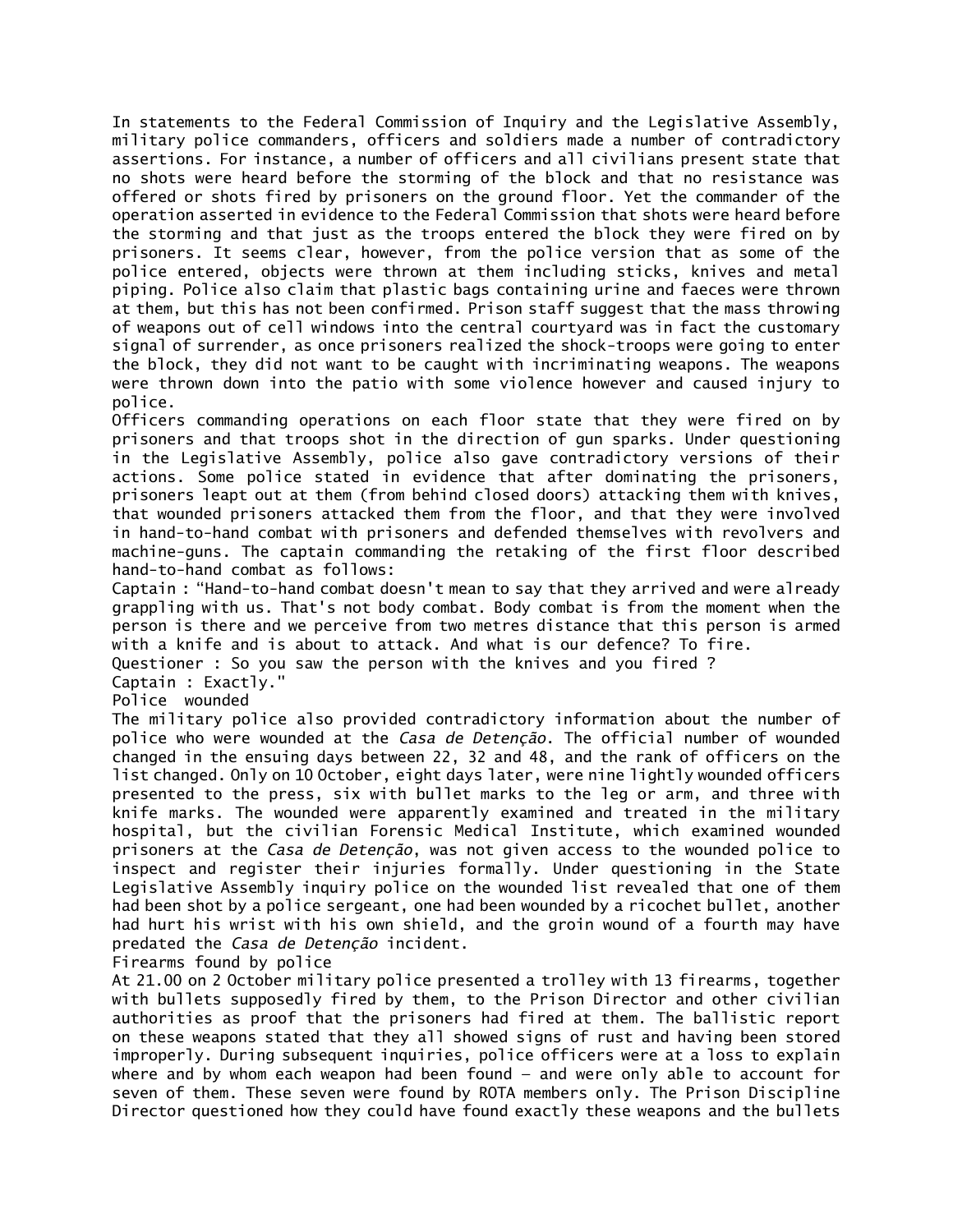In statements to the Federal Commission of Inquiry and the Legislative Assembly, military police commanders, officers and soldiers made a number of contradictory assertions. For instance, a number of officers and all civilians present state that no shots were heard before the storming of the block and that no resistance was offered or shots fired by prisoners on the ground floor. Yet the commander of the operation asserted in evidence to the Federal Commission that shots were heard before the storming and that just as the troops entered the block they were fired on by prisoners. It seems clear, however, from the police version that as some of the police entered, objects were thrown at them including sticks, knives and metal piping. Police also claim that plastic bags containing urine and faeces were thrown at them, but this has not been confirmed. Prison staff suggest that the mass throwing of weapons out of cell windows into the central courtyard was in fact the customary signal of surrender, as once prisoners realized the shock-troops were going to enter the block, they did not want to be caught with incriminating weapons. The weapons were thrown down into the patio with some violence however and caused injury to police.

Officers commanding operations on each floor state that they were fired on by prisoners and that troops shot in the direction of gun sparks. Under questioning in the Legislative Assembly, police also gave contradictory versions of their actions. Some police stated in evidence that after dominating the prisoners, prisoners leapt out at them (from behind closed doors) attacking them with knives, that wounded prisoners attacked them from the floor, and that they were involved in hand-to-hand combat with prisoners and defended themselves with revolvers and machine-guns. The captain commanding the retaking of the first floor described hand-to-hand combat as follows:

Captain : "Hand-to-hand combat doesn't mean to say that they arrived and were already grappling with us. That's not body combat. Body combat is from the moment when the person is there and we perceive from two metres distance that this person is armed with a knife and is about to attack. And what is our defence? To fire.

Questioner : So you saw the person with the knives and you fired ?

Captain : Exactly."

### Police wounded

The military police also provided contradictory information about the number of police who were wounded at the *Casa de Detenção*. The official number of wounded changed in the ensuing days between 22, 32 and 48, and the rank of officers on the list changed. Only on 10 October, eight days later, were nine lightly wounded officers presented to the press, six with bullet marks to the leg or arm, and three with knife marks. The wounded were apparently examined and treated in the military hospital, but the civilian Forensic Medical Institute, which examined wounded prisoners at the *Casa de Detenção*, was not given access to the wounded police to inspect and register their injuries formally. Under questioning in the State Legislative Assembly inquiry police on the wounded list revealed that one of them had been shot by a police sergeant, one had been wounded by a ricochet bullet, another had hurt his wrist with his own shield, and the groin wound of a fourth may have predated the *Casa de Detenção* incident.

### Firearms found by police

At 21.00 on 2 October military police presented a trolley with 13 firearms, together with bullets supposedly fired by them, to the Prison Director and other civilian authorities as proof that the prisoners had fired at them. The ballistic report on these weapons stated that they all showed signs of rust and having been stored improperly. During subsequent inquiries, police officers were at a loss to explain where and by whom each weapon had been found – and were only able to account for seven of them. These seven were found by ROTA members only. The Prison Discipline Director questioned how they could have found exactly these weapons and the bullets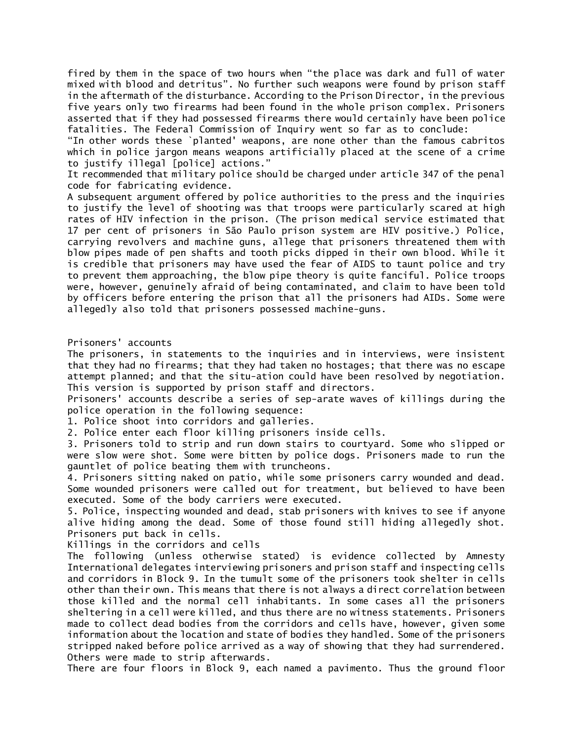fired by them in the space of two hours when "the place was dark and full of water mixed with blood and detritus". No further such weapons were found by prison staff in the aftermath of the disturbance. According to the Prison Director, in the previous five years only two firearms had been found in the whole prison complex. Prisoners asserted that if they had possessed firearms there would certainly have been police fatalities. The Federal Commission of Inquiry went so far as to conclude:

"In other words these `planted' weapons, are none other than the famous cabritos which in police jargon means weapons artificially placed at the scene of a crime to justify illegal [police] actions."

It recommended that military police should be charged under article 347 of the penal code for fabricating evidence.

A subsequent argument offered by police authorities to the press and the inquiries to justify the level of shooting was that troops were particularly scared at high rates of HIV infection in the prison. (The prison medical service estimated that 17 per cent of prisoners in São Paulo prison system are HIV positive.) Police, carrying revolvers and machine guns, allege that prisoners threatened them with blow pipes made of pen shafts and tooth picks dipped in their own blood. While it is credible that prisoners may have used the fear of AIDS to taunt police and try to prevent them approaching, the blow pipe theory is quite fanciful. Police troops were, however, genuinely afraid of being contaminated, and claim to have been told by officers before entering the prison that all the prisoners had AIDs. Some were allegedly also told that prisoners possessed machine-guns.

## Prisoners' accounts

The prisoners, in statements to the inquiries and in interviews, were insistent that they had no firearms; that they had taken no hostages; that there was no escape attempt planned; and that the situ-ation could have been resolved by negotiation. This version is supported by prison staff and directors.

Prisoners' accounts describe a series of sep-arate waves of killings during the police operation in the following sequence:

1. Police shoot into corridors and galleries.
2. Police enter each floor killing prisoners inside cells.
3. Prisoners told to strip and run down stairs to courtyard. Some who slipped or were slow were shot. Some were bitten by police dogs. Prisoners made to run the gauntlet of police beating them with truncheons.
4. Prisoners sitting naked on patio, while some prisoners carry wounded and dead. Some wounded prisoners were called out for treatment, but believed to have been executed. Some of the body carriers were executed.
5. Police, inspecting wounded and dead, stab prisoners with knives to see if anyone alive hiding among the dead. Some of those found still hiding allegedly shot. Prisoners put back in cells.

### Killings in the corridors and cells

The following (unless otherwise stated) is evidence collected by Amnesty International delegates interviewing prisoners and prison staff and inspecting cells and corridors in Block 9. In the tumult some of the prisoners took shelter in cells other than their own. This means that there is not always a direct correlation between those killed and the normal cell inhabitants. In some cases all the prisoners sheltering in a cell were killed, and thus there are no witness statements. Prisoners made to collect dead bodies from the corridors and cells have, however, given some information about the location and state of bodies they handled. Some of the prisoners stripped naked before police arrived as a way of showing that they had surrendered. Others were made to strip afterwards.

There are four floors in Block 9, each named a pavimento. Thus the ground floor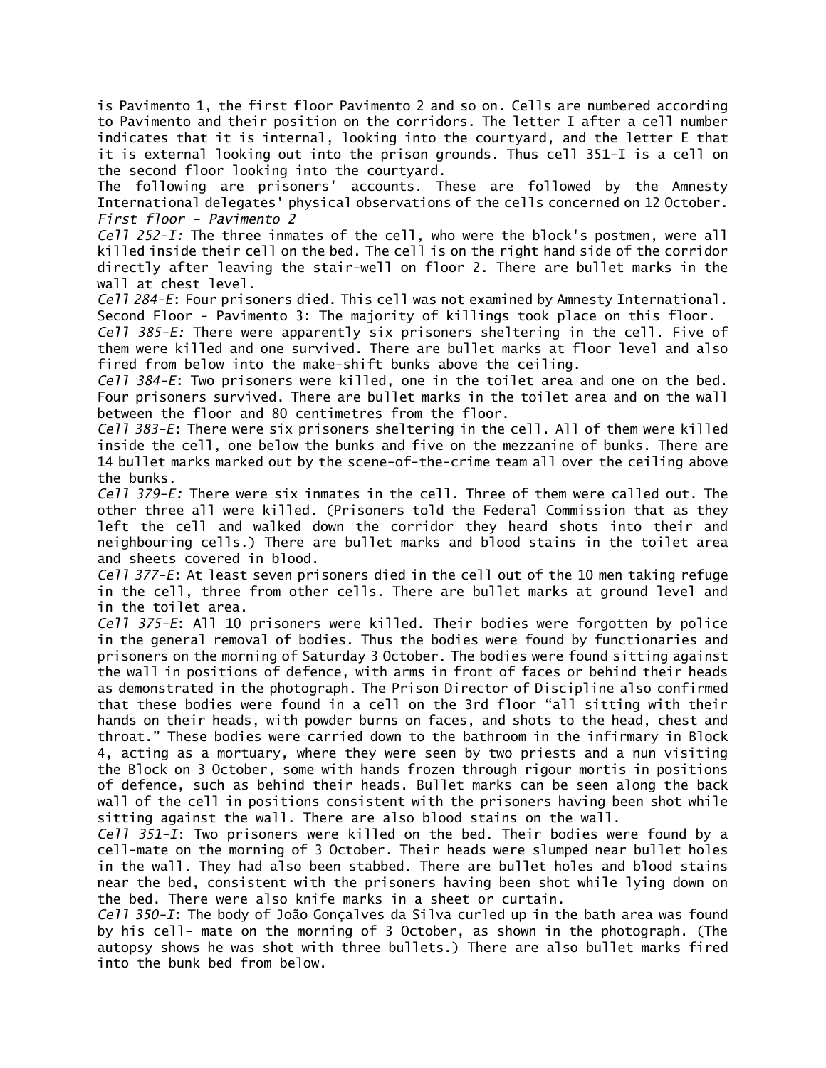is Pavimento 1, the first floor Pavimento 2 and so on. Cells are numbered according to Pavimento and their position on the corridors. The letter I after a cell number indicates that it is internal, looking into the courtyard, and the letter E that it is external looking out into the prison grounds. Thus cell 351-I is a cell on the second floor looking into the courtyard.

The following are prisoners' accounts. These are followed by the Amnesty International delegates' physical observations of the cells concerned on 12 October.

*First floor - Pavimento 2*

*Cell 252-I:* The three inmates of the cell, who were the block's postmen, were all killed inside their cell on the bed. The cell is on the right hand side of the corridor directly after leaving the stair-well on floor 2. There are bullet marks in the wall at chest level.

*Cell 284-E*: Four prisoners died. This cell was not examined by Amnesty International.

Second Floor - Pavimento 3: The majority of killings took place on this floor.

*Cell 385-E:* There were apparently six prisoners sheltering in the cell. Five of them were killed and one survived. There are bullet marks at floor level and also fired from below into the make-shift bunks above the ceiling.

*Cell 384-E*: Two prisoners were killed, one in the toilet area and one on the bed. Four prisoners survived. There are bullet marks in the toilet area and on the wall between the floor and 80 centimetres from the floor.

*Cell 383-E*: There were six prisoners sheltering in the cell. All of them were killed inside the cell, one below the bunks and five on the mezzanine of bunks. There are 14 bullet marks marked out by the scene-of-the-crime team all over the ceiling above the bunks.

*Cell 379-E:* There were six inmates in the cell. Three of them were called out. The other three all were killed. (Prisoners told the Federal Commission that as they left the cell and walked down the corridor they heard shots into their and neighbouring cells.) There are bullet marks and blood stains in the toilet area and sheets covered in blood.

*Cell 377-E*: At least seven prisoners died in the cell out of the 10 men taking refuge in the cell, three from other cells. There are bullet marks at ground level and in the toilet area.

*Cell 375-E*: All 10 prisoners were killed. Their bodies were forgotten by police in the general removal of bodies. Thus the bodies were found by functionaries and prisoners on the morning of Saturday 3 October. The bodies were found sitting against the wall in positions of defence, with arms in front of faces or behind their heads as demonstrated in the photograph. The Prison Director of Discipline also confirmed that these bodies were found in a cell on the 3rd floor "all sitting with their hands on their heads, with powder burns on faces, and shots to the head, chest and throat." These bodies were carried down to the bathroom in the infirmary in Block 4, acting as a mortuary, where they were seen by two priests and a nun visiting the Block on 3 October, some with hands frozen through rigour mortis in positions of defence, such as behind their heads. Bullet marks can be seen along the back wall of the cell in positions consistent with the prisoners having been shot while sitting against the wall. There are also blood stains on the wall.

*Cell 351-I*: Two prisoners were killed on the bed. Their bodies were found by a cell-mate on the morning of 3 October. Their heads were slumped near bullet holes in the wall. They had also been stabbed. There are bullet holes and blood stains near the bed, consistent with the prisoners having been shot while lying down on the bed. There were also knife marks in a sheet or curtain.

*Cell 350-I*: The body of João Gonçalves da Silva curled up in the bath area was found by his cell- mate on the morning of 3 October, as shown in the photograph. (The autopsy shows he was shot with three bullets.) There are also bullet marks fired into the bunk bed from below.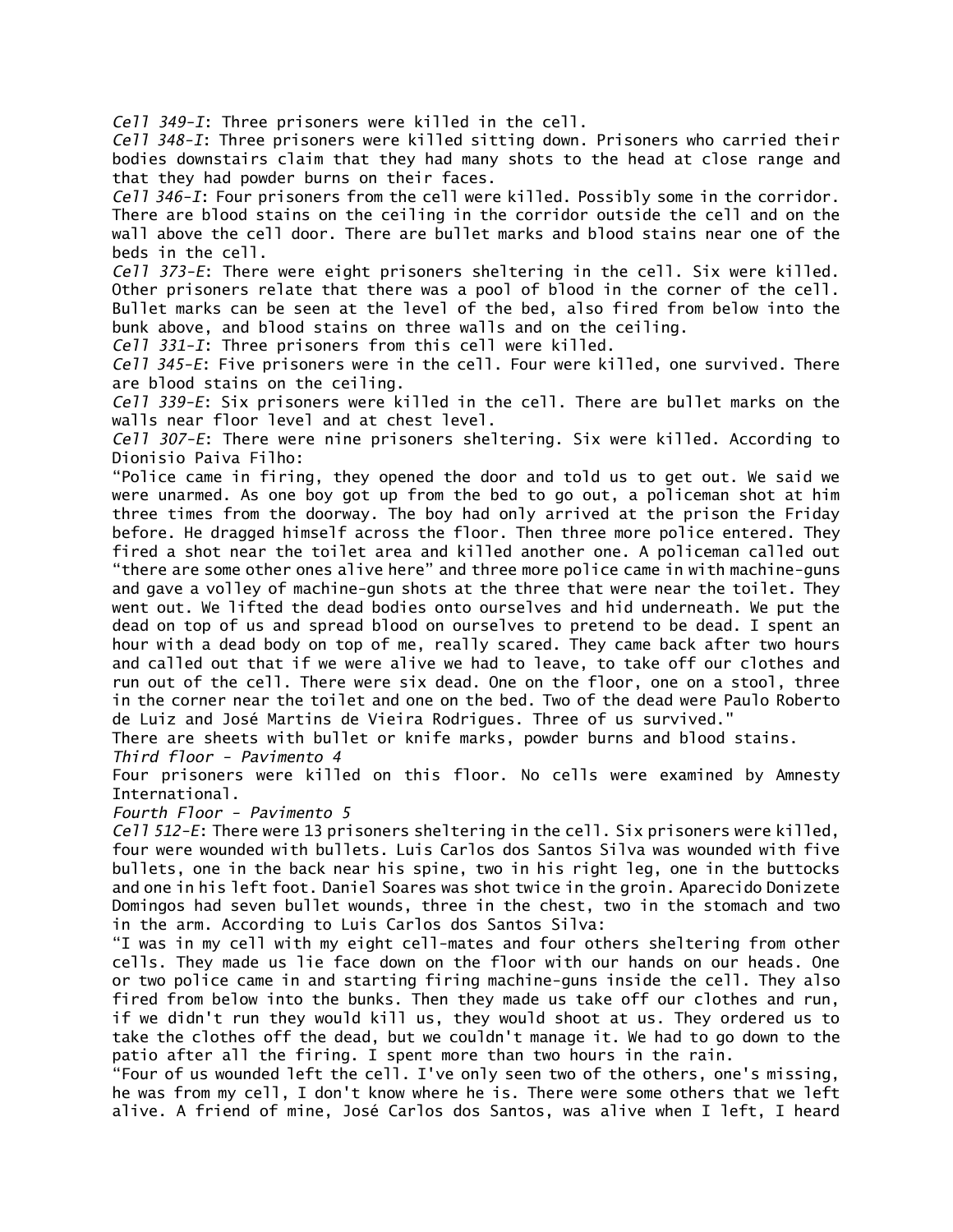*Cell 349-I*: Three prisoners were killed in the cell.

*Cell 348-I*: Three prisoners were killed sitting down. Prisoners who carried their bodies downstairs claim that they had many shots to the head at close range and that they had powder burns on their faces.

*Cell 346-I*: Four prisoners from the cell were killed. Possibly some in the corridor. There are blood stains on the ceiling in the corridor outside the cell and on the wall above the cell door. There are bullet marks and blood stains near one of the beds in the cell.

*Cell 373-E*: There were eight prisoners sheltering in the cell. Six were killed. Other prisoners relate that there was a pool of blood in the corner of the cell. Bullet marks can be seen at the level of the bed, also fired from below into the bunk above, and blood stains on three walls and on the ceiling.

*Cell 331-I*: Three prisoners from this cell were killed.

*Cell 345-E*: Five prisoners were in the cell. Four were killed, one survived. There are blood stains on the ceiling.

*Cell 339-E*: Six prisoners were killed in the cell. There are bullet marks on the walls near floor level and at chest level.

*Cell 307-E*: There were nine prisoners sheltering. Six were killed. According to Dionisio Paiva Filho:

"Police came in firing, they opened the door and told us to get out. We said we were unarmed. As one boy got up from the bed to go out, a policeman shot at him three times from the doorway. The boy had only arrived at the prison the Friday before. He dragged himself across the floor. Then three more police entered. They fired a shot near the toilet area and killed another one. A policeman called out "there are some other ones alive here" and three more police came in with machine-guns and gave a volley of machine-gun shots at the three that were near the toilet. They went out. We lifted the dead bodies onto ourselves and hid underneath. We put the dead on top of us and spread blood on ourselves to pretend to be dead. I spent an hour with a dead body on top of me, really scared. They came back after two hours and called out that if we were alive we had to leave, to take off our clothes and run out of the cell. There were six dead. One on the floor, one on a stool, three in the corner near the toilet and one on the bed. Two of the dead were Paulo Roberto de Luiz and José Martins de Vieira Rodrigues. Three of us survived."

There are sheets with bullet or knife marks, powder burns and blood stains.

*Third floor - Pavimento 4*

Four prisoners were killed on this floor. No cells were examined by Amnesty International.

*Fourth Floor - Pavimento 5*

*Cell 512-E*: There were 13 prisoners sheltering in the cell. Six prisoners were killed, four were wounded with bullets. Luis Carlos dos Santos Silva was wounded with five bullets, one in the back near his spine, two in his right leg, one in the buttocks and one in his left foot. Daniel Soares was shot twice in the groin. Aparecido Donizete Domingos had seven bullet wounds, three in the chest, two in the stomach and two in the arm. According to Luis Carlos dos Santos Silva:

"I was in my cell with my eight cell-mates and four others sheltering from other cells. They made us lie face down on the floor with our hands on our heads. One or two police came in and starting firing machine-guns inside the cell. They also fired from below into the bunks. Then they made us take off our clothes and run, if we didn't run they would kill us, they would shoot at us. They ordered us to take the clothes off the dead, but we couldn't manage it. We had to go down to the patio after all the firing. I spent more than two hours in the rain.

"Four of us wounded left the cell. I've only seen two of the others, one's missing, he was from my cell, I don't know where he is. There were some others that we left alive. A friend of mine, José Carlos dos Santos, was alive when I left, I heard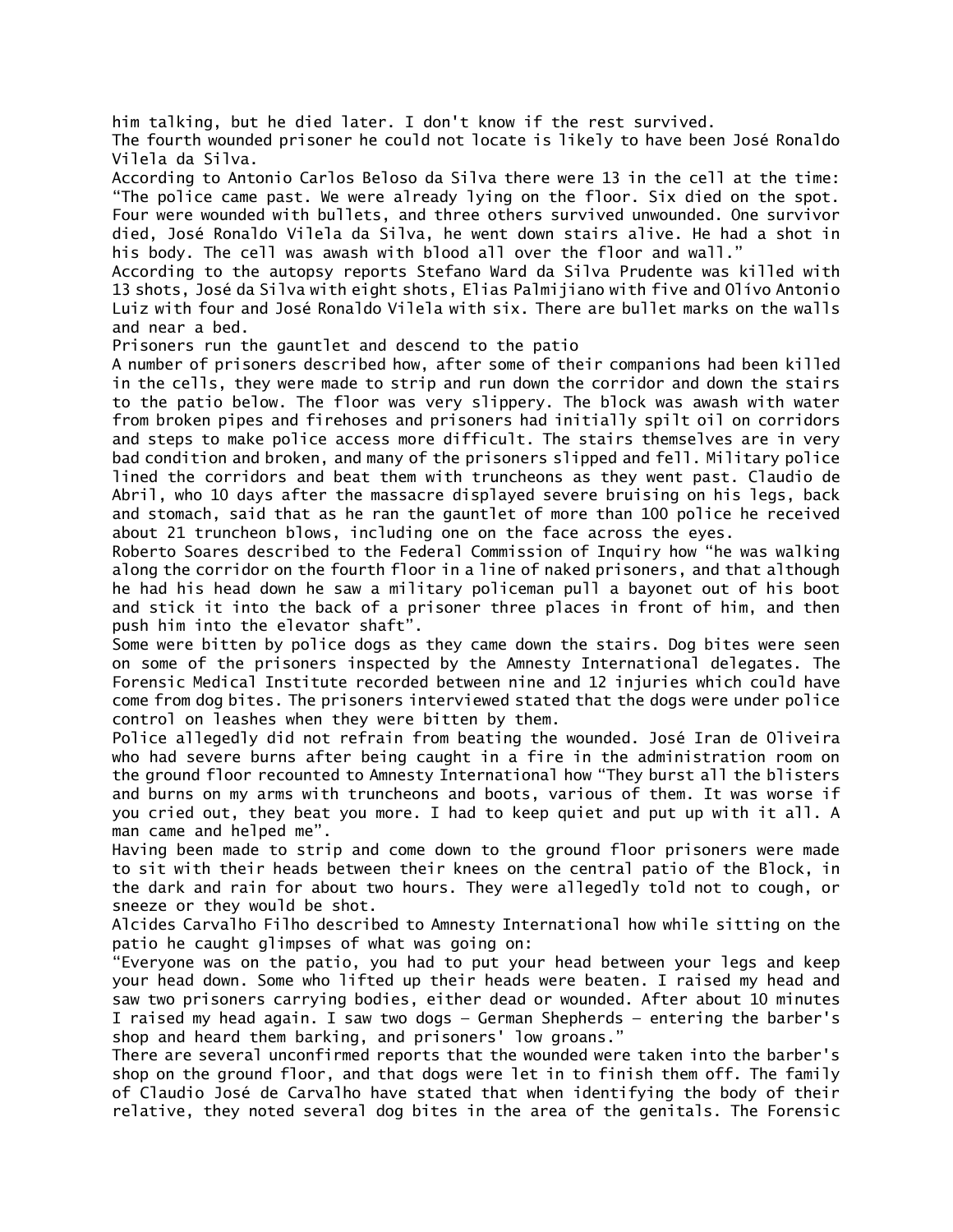him talking, but he died later. I don't know if the rest survived.

The fourth wounded prisoner he could not locate is likely to have been José Ronaldo Vilela da Silva.

According to Antonio Carlos Beloso da Silva there were 13 in the cell at the time: "The police came past. We were already lying on the floor. Six died on the spot. Four were wounded with bullets, and three others survived unwounded. One survivor died, José Ronaldo Vilela da Silva, he went down stairs alive. He had a shot in his body. The cell was awash with blood all over the floor and wall."

According to the autopsy reports Stefano Ward da Silva Prudente was killed with 13 shots, José da Silva with eight shots, Elias Palmijiano with five and Olívo Antonio Luiz with four and José Ronaldo Vilela with six. There are bullet marks on the walls and near a bed.

## Prisoners run the gauntlet and descend to the patio

A number of prisoners described how, after some of their companions had been killed in the cells, they were made to strip and run down the corridor and down the stairs to the patio below. The floor was very slippery. The block was awash with water from broken pipes and firehoses and prisoners had initially spilt oil on corridors and steps to make police access more difficult. The stairs themselves are in very bad condition and broken, and many of the prisoners slipped and fell. Military police lined the corridors and beat them with truncheons as they went past. Claudio de Abril, who 10 days after the massacre displayed severe bruising on his legs, back and stomach, said that as he ran the gauntlet of more than 100 police he received about 21 truncheon blows, including one on the face across the eyes.

Roberto Soares described to the Federal Commission of Inquiry how "he was walking along the corridor on the fourth floor in a line of naked prisoners, and that although he had his head down he saw a military policeman pull a bayonet out of his boot and stick it into the back of a prisoner three places in front of him, and then push him into the elevator shaft".

Some were bitten by police dogs as they came down the stairs. Dog bites were seen on some of the prisoners inspected by the Amnesty International delegates. The Forensic Medical Institute recorded between nine and 12 injuries which could have come from dog bites. The prisoners interviewed stated that the dogs were under police control on leashes when they were bitten by them.

Police allegedly did not refrain from beating the wounded. José Iran de Oliveira who had severe burns after being caught in a fire in the administration room on the ground floor recounted to Amnesty International how "They burst all the blisters and burns on my arms with truncheons and boots, various of them. It was worse if you cried out, they beat you more. I had to keep quiet and put up with it all. A man came and helped me".

Having been made to strip and come down to the ground floor prisoners were made to sit with their heads between their knees on the central patio of the Block, in the dark and rain for about two hours. They were allegedly told not to cough, or sneeze or they would be shot.

Alcides Carvalho Filho described to Amnesty International how while sitting on the patio he caught glimpses of what was going on:

"Everyone was on the patio, you had to put your head between your legs and keep your head down. Some who lifted up their heads were beaten. I raised my head and saw two prisoners carrying bodies, either dead or wounded. After about 10 minutes I raised my head again. I saw two dogs – German Shepherds – entering the barber's shop and heard them barking, and prisoners' low groans."

There are several unconfirmed reports that the wounded were taken into the barber's shop on the ground floor, and that dogs were let in to finish them off. The family of Claudio José de Carvalho have stated that when identifying the body of their relative, they noted several dog bites in the area of the genitals. The Forensic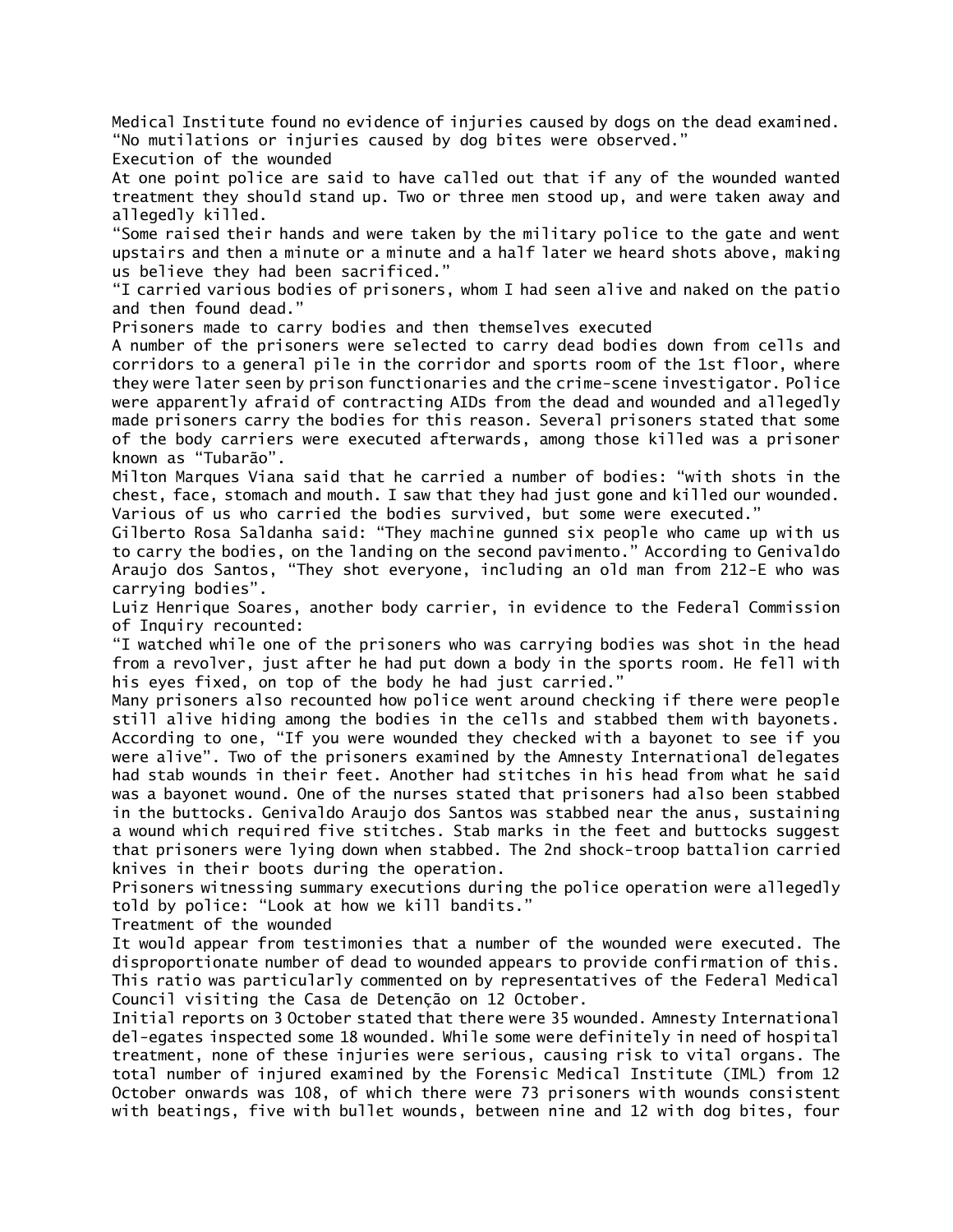Medical Institute found no evidence of injuries caused by dogs on the dead examined. “No mutilations or injuries caused by dog bites were observed.”

## Execution of the wounded

At one point police are said to have called out that if any of the wounded wanted treatment they should stand up. Two or three men stood up, and were taken away and allegedly killed.

“Some raised their hands and were taken by the military police to the gate and went upstairs and then a minute or a minute and a half later we heard shots above, making us believe they had been sacrificed.”

“I carried various bodies of prisoners, whom I had seen alive and naked on the patio and then found dead.”

## Prisoners made to carry bodies and then themselves executed

A number of the prisoners were selected to carry dead bodies down from cells and corridors to a general pile in the corridor and sports room of the 1st floor, where they were later seen by prison functionaries and the crime-scene investigator. Police were apparently afraid of contracting AIDs from the dead and wounded and allegedly made prisoners carry the bodies for this reason. Several prisoners stated that some of the body carriers were executed afterwards, among those killed was a prisoner known as “Tubarão”.

Milton Marques Viana said that he carried a number of bodies: “with shots in the chest, face, stomach and mouth. I saw that they had just gone and killed our wounded. Various of us who carried the bodies survived, but some were executed.”

Gilberto Rosa Saldanha said: “They machine gunned six people who came up with us to carry the bodies, on the landing on the second pavimento.” According to Genivaldo Araujo dos Santos, “They shot everyone, including an old man from 212-E who was carrying bodies”.

Luiz Henrique Soares, another body carrier, in evidence to the Federal Commission of Inquiry recounted:

“I watched while one of the prisoners who was carrying bodies was shot in the head from a revolver, just after he had put down a body in the sports room. He fell with his eyes fixed, on top of the body he had just carried.”

Many prisoners also recounted how police went around checking if there were people still alive hiding among the bodies in the cells and stabbed them with bayonets. According to one, “If you were wounded they checked with a bayonet to see if you were alive”. Two of the prisoners examined by the Amnesty International delegates had stab wounds in their feet. Another had stitches in his head from what he said was a bayonet wound. One of the nurses stated that prisoners had also been stabbed in the buttocks. Genivaldo Araujo dos Santos was stabbed near the anus, sustaining a wound which required five stitches. Stab marks in the feet and buttocks suggest that prisoners were lying down when stabbed. The 2nd shock-troop battalion carried knives in their boots during the operation.

Prisoners witnessing summary executions during the police operation were allegedly told by police: “Look at how we kill bandits.”

## Treatment of the wounded

It would appear from testimonies that a number of the wounded were executed. The disproportionate number of dead to wounded appears to provide confirmation of this. This ratio was particularly commented on by representatives of the Federal Medical Council visiting the Casa de Detenção on 12 October.

Initial reports on 3 October stated that there were 35 wounded. Amnesty International del-egates inspected some 18 wounded. While some were definitely in need of hospital treatment, none of these injuries were serious, causing risk to vital organs. The total number of injured examined by the Forensic Medical Institute (IML) from 12 October onwards was 108, of which there were 73 prisoners with wounds consistent with beatings, five with bullet wounds, between nine and 12 with dog bites, four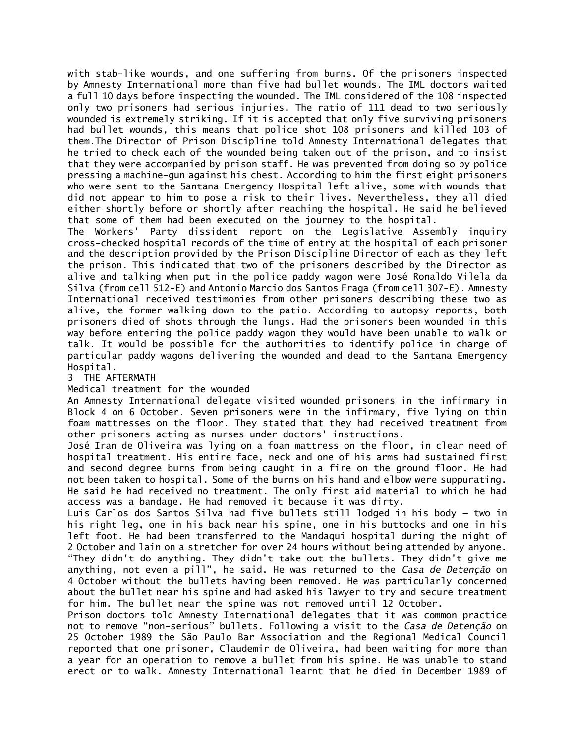with stab-like wounds, and one suffering from burns. Of the prisoners inspected by Amnesty International more than five had bullet wounds. The IML doctors waited a full 10 days before inspecting the wounded. The IML considered of the 108 inspected only two prisoners had serious injuries. The ratio of 111 dead to two seriously wounded is extremely striking. If it is accepted that only five surviving prisoners had bullet wounds, this means that police shot 108 prisoners and killed 103 of them.The Director of Prison Discipline told Amnesty International delegates that he tried to check each of the wounded being taken out of the prison, and to insist that they were accompanied by prison staff. He was prevented from doing so by police pressing a machine-gun against his chest. According to him the first eight prisoners who were sent to the Santana Emergency Hospital left alive, some with wounds that did not appear to him to pose a risk to their lives. Nevertheless, they all died either shortly before or shortly after reaching the hospital. He said he believed that some of them had been executed on the journey to the hospital.

The Workers' Party dissident report on the Legislative Assembly inquiry cross-checked hospital records of the time of entry at the hospital of each prisoner and the description provided by the Prison Discipline Director of each as they left the prison. This indicated that two of the prisoners described by the Director as alive and talking when put in the police paddy wagon were José Ronaldo Vilela da Silva (from cell 512-E) and Antonio Marcio dos Santos Fraga (from cell 307-E). Amnesty International received testimonies from other prisoners describing these two as alive, the former walking down to the patio. According to autopsy reports, both prisoners died of shots through the lungs. Had the prisoners been wounded in this way before entering the police paddy wagon they would have been unable to walk or talk. It would be possible for the authorities to identify police in charge of particular paddy wagons delivering the wounded and dead to the Santana Emergency Hospital.

## 3 THE AFTERMATH

### Medical treatment for the wounded

An Amnesty International delegate visited wounded prisoners in the infirmary in Block 4 on 6 October. Seven prisoners were in the infirmary, five lying on thin foam mattresses on the floor. They stated that they had received treatment from other prisoners acting as nurses under doctors' instructions.

José Iran de Oliveira was lying on a foam mattress on the floor, in clear need of hospital treatment. His entire face, neck and one of his arms had sustained first and second degree burns from being caught in a fire on the ground floor. He had not been taken to hospital. Some of the burns on his hand and elbow were suppurating. He said he had received no treatment. The only first aid material to which he had access was a bandage. He had removed it because it was dirty.

Luis Carlos dos Santos Silva had five bullets still lodged in his body – two in his right leg, one in his back near his spine, one in his buttocks and one in his left foot. He had been transferred to the Mandaqui hospital during the night of 2 October and lain on a stretcher for over 24 hours without being attended by anyone. "They didn't do anything. They didn't take out the bullets. They didn't give me anything, not even a pill", he said. He was returned to the *Casa de Detenção* on 4 October without the bullets having been removed. He was particularly concerned about the bullet near his spine and had asked his lawyer to try and secure treatment for him. The bullet near the spine was not removed until 12 October.

Prison doctors told Amnesty International delegates that it was common practice not to remove "non-serious" bullets. Following a visit to the *Casa de Detenção* on 25 October 1989 the São Paulo Bar Association and the Regional Medical Council reported that one prisoner, Claudemir de Oliveira, had been waiting for more than a year for an operation to remove a bullet from his spine. He was unable to stand erect or to walk. Amnesty International learnt that he died in December 1989 of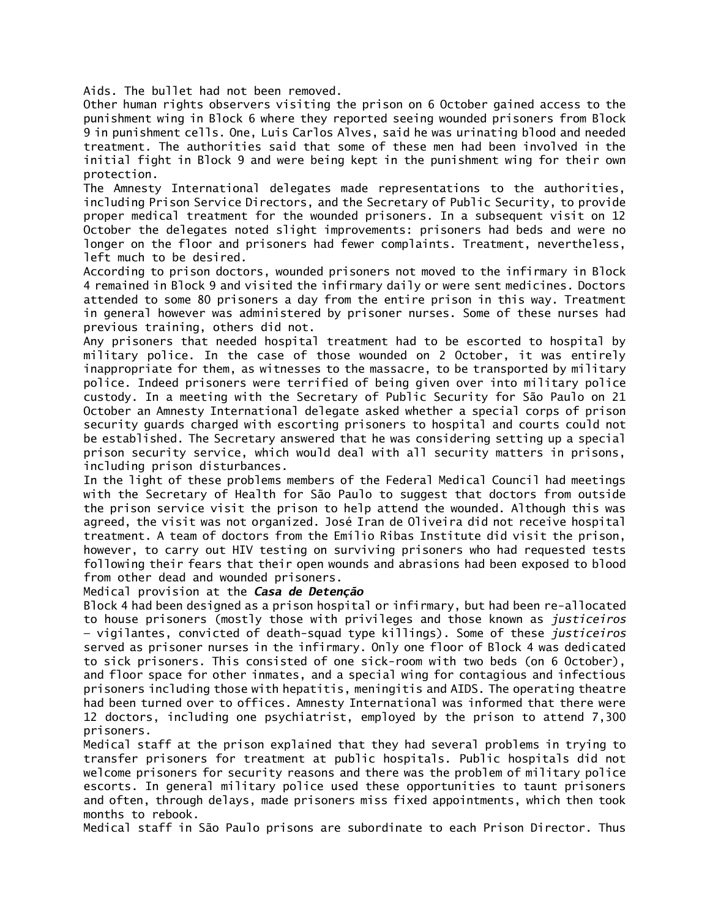Aids. The bullet had not been removed.

Other human rights observers visiting the prison on 6 October gained access to the punishment wing in Block 6 where they reported seeing wounded prisoners from Block 9 in punishment cells. One, Luis Carlos Alves, said he was urinating blood and needed treatment. The authorities said that some of these men had been involved in the initial fight in Block 9 and were being kept in the punishment wing for their own protection.

The Amnesty International delegates made representations to the authorities, including Prison Service Directors, and the Secretary of Public Security, to provide proper medical treatment for the wounded prisoners. In a subsequent visit on 12 October the delegates noted slight improvements: prisoners had beds and were no longer on the floor and prisoners had fewer complaints. Treatment, nevertheless, left much to be desired.

According to prison doctors, wounded prisoners not moved to the infirmary in Block 4 remained in Block 9 and visited the infirmary daily or were sent medicines. Doctors attended to some 80 prisoners a day from the entire prison in this way. Treatment in general however was administered by prisoner nurses. Some of these nurses had previous training, others did not.

Any prisoners that needed hospital treatment had to be escorted to hospital by military police. In the case of those wounded on 2 October, it was entirely inappropriate for them, as witnesses to the massacre, to be transported by military police. Indeed prisoners were terrified of being given over into military police custody. In a meeting with the Secretary of Public Security for São Paulo on 21 October an Amnesty International delegate asked whether a special corps of prison security guards charged with escorting prisoners to hospital and courts could not be established. The Secretary answered that he was considering setting up a special prison security service, which would deal with all security matters in prisons, including prison disturbances.

In the light of these problems members of the Federal Medical Council had meetings with the Secretary of Health for São Paulo to suggest that doctors from outside the prison service visit the prison to help attend the wounded. Although this was agreed, the visit was not organized. José Iran de Oliveira did not receive hospital treatment. A team of doctors from the Emílio Ribas Institute did visit the prison, however, to carry out HIV testing on surviving prisoners who had requested tests following their fears that their open wounds and abrasions had been exposed to blood from other dead and wounded prisoners.

### Medical provision at the ***Casa de Detenção***

Block 4 had been designed as a prison hospital or infirmary, but had been re-allocated to house prisoners (mostly those with privileges and those known as *justiceiros* – vigilantes, convicted of death-squad type killings). Some of these *justiceiros* served as prisoner nurses in the infirmary. Only one floor of Block 4 was dedicated to sick prisoners. This consisted of one sick-room with two beds (on 6 October), and floor space for other inmates, and a special wing for contagious and infectious prisoners including those with hepatitis, meningitis and AIDS. The operating theatre had been turned over to offices. Amnesty International was informed that there were 12 doctors, including one psychiatrist, employed by the prison to attend 7,300 prisoners.

Medical staff at the prison explained that they had several problems in trying to transfer prisoners for treatment at public hospitals. Public hospitals did not welcome prisoners for security reasons and there was the problem of military police escorts. In general military police used these opportunities to taunt prisoners and often, through delays, made prisoners miss fixed appointments, which then took months to rebook.

Medical staff in São Paulo prisons are subordinate to each Prison Director. Thus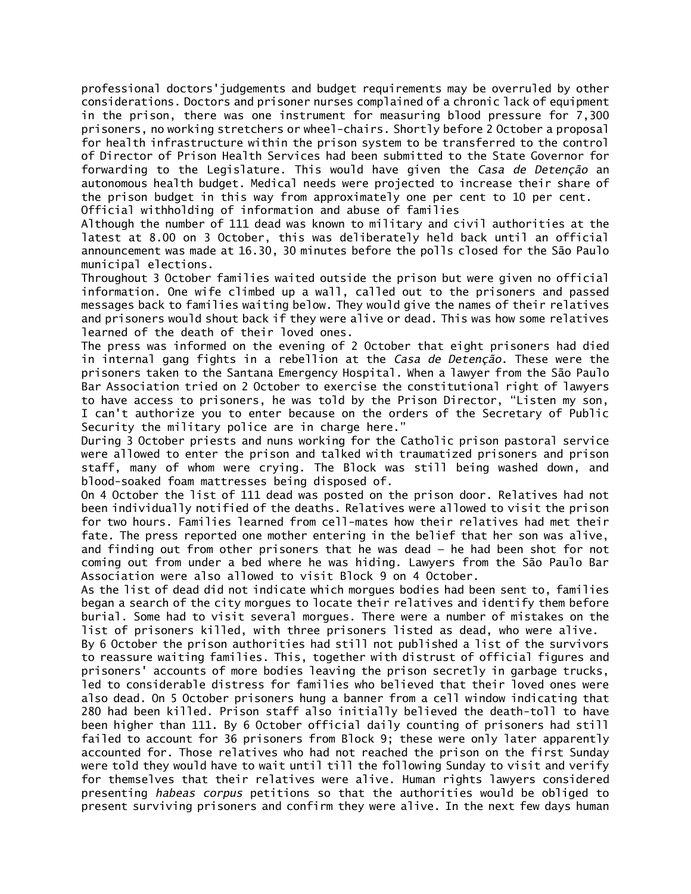professional doctors'judgements and budget requirements may be overruled by other considerations. Doctors and prisoner nurses complained of a chronic lack of equipment in the prison, there was one instrument for measuring blood pressure for 7,300 prisoners, no working stretchers or wheel-chairs. Shortly before 2 October a proposal for health infrastructure within the prison system to be transferred to the control of Director of Prison Health Services had been submitted to the State Governor for forwarding to the Legislature. This would have given the *Casa de Detenção* an autonomous health budget. Medical needs were projected to increase their share of the prison budget in this way from approximately one per cent to 10 per cent.

## Official withholding of information and abuse of families

Although the number of 111 dead was known to military and civil authorities at the latest at 8.00 on 3 October, this was deliberately held back until an official announcement was made at 16.30, 30 minutes before the polls closed for the São Paulo municipal elections.

Throughout 3 October families waited outside the prison but were given no official information. One wife climbed up a wall, called out to the prisoners and passed messages back to families waiting below. They would give the names of their relatives and prisoners would shout back if they were alive or dead. This was how some relatives learned of the death of their loved ones.

The press was informed on the evening of 2 October that eight prisoners had died in internal gang fights in a rebellion at the *Casa de Detenção*. These were the prisoners taken to the Santana Emergency Hospital. When a lawyer from the São Paulo Bar Association tried on 2 October to exercise the constitutional right of lawyers to have access to prisoners, he was told by the Prison Director, "Listen my son, I can't authorize you to enter because on the orders of the Secretary of Public Security the military police are in charge here."

During 3 October priests and nuns working for the Catholic prison pastoral service were allowed to enter the prison and talked with traumatized prisoners and prison staff, many of whom were crying. The Block was still being washed down, and blood-soaked foam mattresses being disposed of.

On 4 October the list of 111 dead was posted on the prison door. Relatives had not been individually notified of the deaths. Relatives were allowed to visit the prison for two hours. Families learned from cell-mates how their relatives had met their fate. The press reported one mother entering in the belief that her son was alive, and finding out from other prisoners that he was dead – he had been shot for not coming out from under a bed where he was hiding. Lawyers from the São Paulo Bar Association were also allowed to visit Block 9 on 4 October.

As the list of dead did not indicate which morgues bodies had been sent to, families began a search of the city morgues to locate their relatives and identify them before burial. Some had to visit several morgues. There were a number of mistakes on the list of prisoners killed, with three prisoners listed as dead, who were alive.

By 6 October the prison authorities had still not published a list of the survivors to reassure waiting families. This, together with distrust of official figures and prisoners' accounts of more bodies leaving the prison secretly in garbage trucks, led to considerable distress for families who believed that their loved ones were also dead. On 5 October prisoners hung a banner from a cell window indicating that 280 had been killed. Prison staff also initially believed the death-toll to have been higher than 111. By 6 October official daily counting of prisoners had still failed to account for 36 prisoners from Block 9; these were only later apparently accounted for. Those relatives who had not reached the prison on the first Sunday were told they would have to wait until till the following Sunday to visit and verify for themselves that their relatives were alive. Human rights lawyers considered presenting *habeas corpus* petitions so that the authorities would be obliged to present surviving prisoners and confirm they were alive. In the next few days human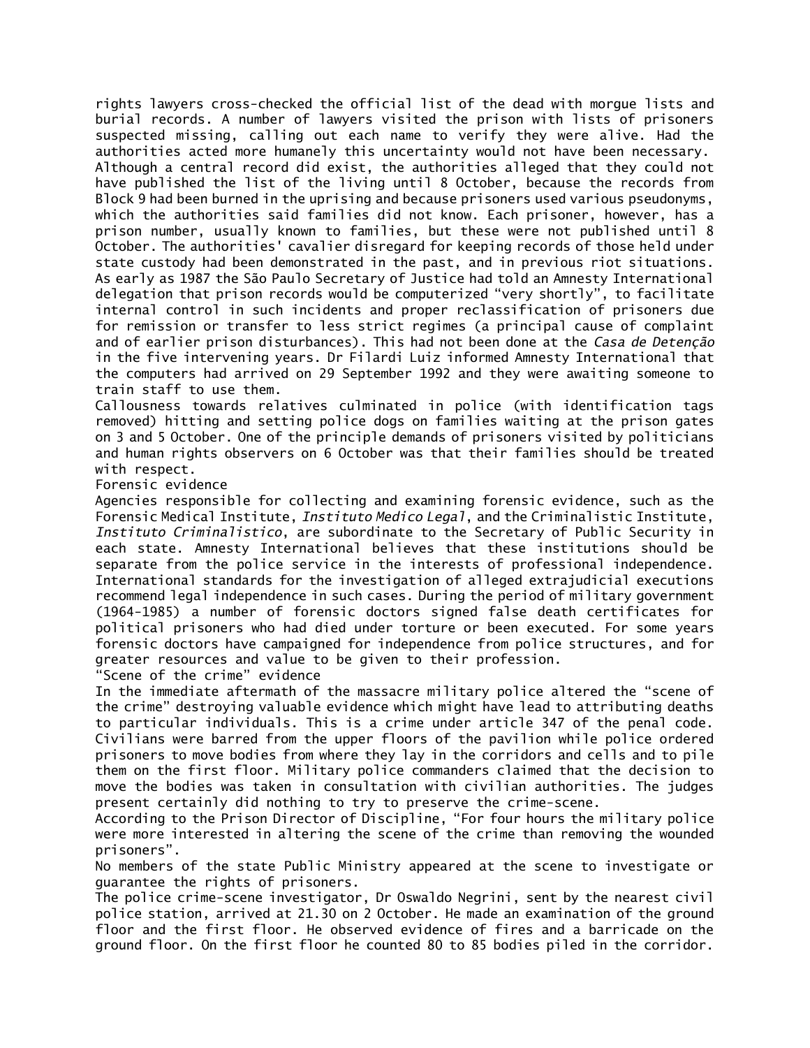rights lawyers cross-checked the official list of the dead with morgue lists and burial records. A number of lawyers visited the prison with lists of prisoners suspected missing, calling out each name to verify they were alive. Had the authorities acted more humanely this uncertainty would not have been necessary. Although a central record did exist, the authorities alleged that they could not have published the list of the living until 8 October, because the records from Block 9 had been burned in the uprising and because prisoners used various pseudonyms, which the authorities said families did not know. Each prisoner, however, has a prison number, usually known to families, but these were not published until 8 October. The authorities' cavalier disregard for keeping records of those held under state custody had been demonstrated in the past, and in previous riot situations. As early as 1987 the São Paulo Secretary of Justice had told an Amnesty International delegation that prison records would be computerized "very shortly", to facilitate internal control in such incidents and proper reclassification of prisoners due for remission or transfer to less strict regimes (a principal cause of complaint and of earlier prison disturbances). This had not been done at the *Casa de Detenção* in the five intervening years. Dr Filardi Luiz informed Amnesty International that the computers had arrived on 29 September 1992 and they were awaiting someone to train staff to use them.

Callousness towards relatives culminated in police (with identification tags removed) hitting and setting police dogs on families waiting at the prison gates on 3 and 5 October. One of the principle demands of prisoners visited by politicians and human rights observers on 6 October was that their families should be treated with respect.

## Forensic evidence

Agencies responsible for collecting and examining forensic evidence, such as the Forensic Medical Institute, *Instituto Medico Legal*, and the Criminalistic Institute, *Instituto Criminalistico*, are subordinate to the Secretary of Public Security in each state. Amnesty International believes that these institutions should be separate from the police service in the interests of professional independence. International standards for the investigation of alleged extrajudicial executions recommend legal independence in such cases. During the period of military government (1964-1985) a number of forensic doctors signed false death certificates for political prisoners who had died under torture or been executed. For some years forensic doctors have campaigned for independence from police structures, and for greater resources and value to be given to their profession.

## "Scene of the crime" evidence

In the immediate aftermath of the massacre military police altered the "scene of the crime" destroying valuable evidence which might have lead to attributing deaths to particular individuals. This is a crime under article 347 of the penal code. Civilians were barred from the upper floors of the pavilion while police ordered prisoners to move bodies from where they lay in the corridors and cells and to pile them on the first floor. Military police commanders claimed that the decision to move the bodies was taken in consultation with civilian authorities. The judges present certainly did nothing to try to preserve the crime-scene.

According to the Prison Director of Discipline, "For four hours the military police were more interested in altering the scene of the crime than removing the wounded prisoners".

No members of the state Public Ministry appeared at the scene to investigate or guarantee the rights of prisoners.

The police crime-scene investigator, Dr Oswaldo Negrini, sent by the nearest civil police station, arrived at 21.30 on 2 October. He made an examination of the ground floor and the first floor. He observed evidence of fires and a barricade on the ground floor. On the first floor he counted 80 to 85 bodies piled in the corridor.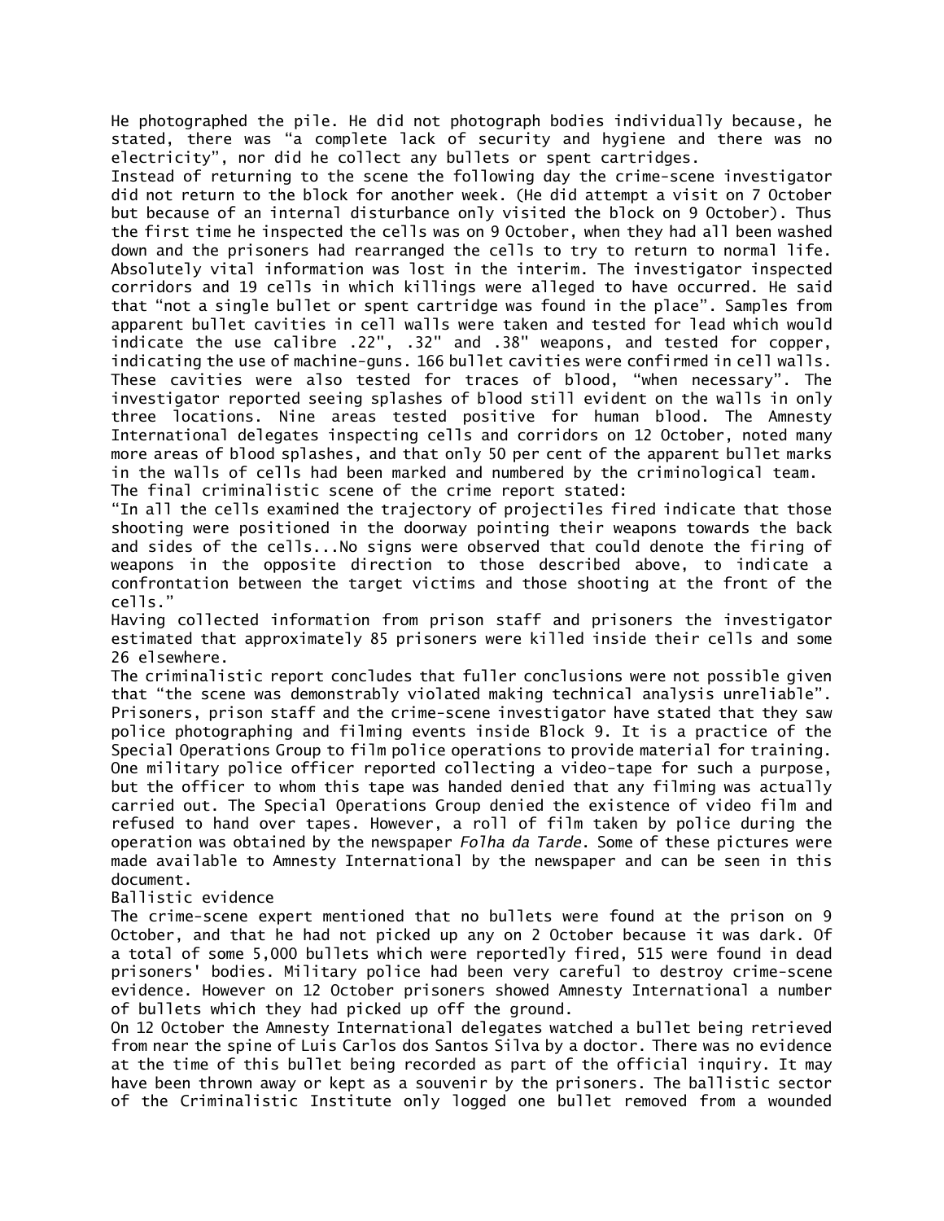He photographed the pile. He did not photograph bodies individually because, he stated, there was “a complete lack of security and hygiene and there was no electricity”, nor did he collect any bullets or spent cartridges.

Instead of returning to the scene the following day the crime-scene investigator did not return to the block for another week. (He did attempt a visit on 7 October but because of an internal disturbance only visited the block on 9 October). Thus the first time he inspected the cells was on 9 October, when they had all been washed down and the prisoners had rearranged the cells to try to return to normal life. Absolutely vital information was lost in the interim. The investigator inspected corridors and 19 cells in which killings were alleged to have occurred. He said that “not a single bullet or spent cartridge was found in the place”. Samples from apparent bullet cavities in cell walls were taken and tested for lead which would indicate the use calibre .22", .32" and .38" weapons, and tested for copper, indicating the use of machine-guns. 166 bullet cavities were confirmed in cell walls. These cavities were also tested for traces of blood, “when necessary”. The investigator reported seeing splashes of blood still evident on the walls in only three locations. Nine areas tested positive for human blood. The Amnesty International delegates inspecting cells and corridors on 12 October, noted many more areas of blood splashes, and that only 50 per cent of the apparent bullet marks in the walls of cells had been marked and numbered by the criminological team.

The final criminalistic scene of the crime report stated:

“In all the cells examined the trajectory of projectiles fired indicate that those shooting were positioned in the doorway pointing their weapons towards the back and sides of the cells...No signs were observed that could denote the firing of weapons in the opposite direction to those described above, to indicate a confrontation between the target victims and those shooting at the front of the cells.”

Having collected information from prison staff and prisoners the investigator estimated that approximately 85 prisoners were killed inside their cells and some 26 elsewhere.

The criminalistic report concludes that fuller conclusions were not possible given that “the scene was demonstrably violated making technical analysis unreliable”.

Prisoners, prison staff and the crime-scene investigator have stated that they saw police photographing and filming events inside Block 9. It is a practice of the Special Operations Group to film police operations to provide material for training. One military police officer reported collecting a video-tape for such a purpose, but the officer to whom this tape was handed denied that any filming was actually carried out. The Special Operations Group denied the existence of video film and refused to hand over tapes. However, a roll of film taken by police during the operation was obtained by the newspaper *Folha da Tarde*. Some of these pictures were made available to Amnesty International by the newspaper and can be seen in this document.

## Ballistic evidence

The crime-scene expert mentioned that no bullets were found at the prison on 9 October, and that he had not picked up any on 2 October because it was dark. Of a total of some 5,000 bullets which were reportedly fired, 515 were found in dead prisoners' bodies. Military police had been very careful to destroy crime-scene evidence. However on 12 October prisoners showed Amnesty International a number of bullets which they had picked up off the ground.

On 12 October the Amnesty International delegates watched a bullet being retrieved from near the spine of Luis Carlos dos Santos Silva by a doctor. There was no evidence at the time of this bullet being recorded as part of the official inquiry. It may have been thrown away or kept as a souvenir by the prisoners. The ballistic sector of the Criminalistic Institute only logged one bullet removed from a wounded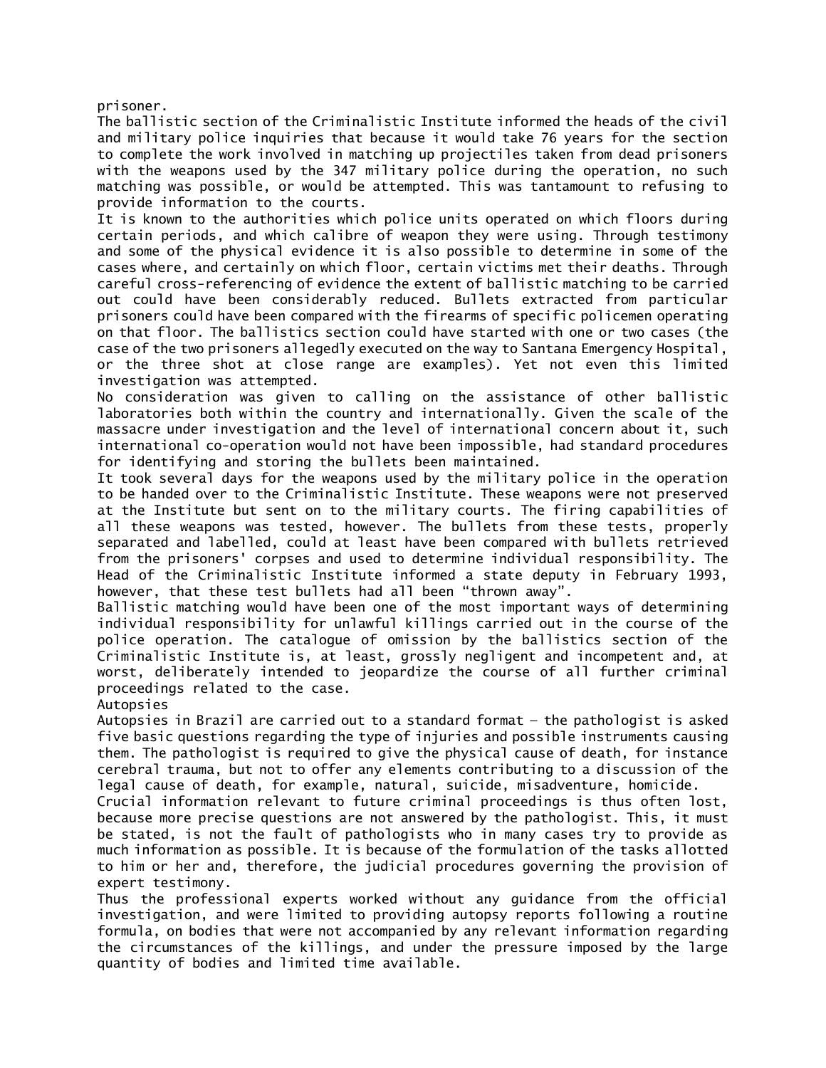prisoner.

The ballistic section of the Criminalistic Institute informed the heads of the civil and military police inquiries that because it would take 76 years for the section to complete the work involved in matching up projectiles taken from dead prisoners with the weapons used by the 347 military police during the operation, no such matching was possible, or would be attempted. This was tantamount to refusing to provide information to the courts.

It is known to the authorities which police units operated on which floors during certain periods, and which calibre of weapon they were using. Through testimony and some of the physical evidence it is also possible to determine in some of the cases where, and certainly on which floor, certain victims met their deaths. Through careful cross-referencing of evidence the extent of ballistic matching to be carried out could have been considerably reduced. Bullets extracted from particular prisoners could have been compared with the firearms of specific policemen operating on that floor. The ballistics section could have started with one or two cases (the case of the two prisoners allegedly executed on the way to Santana Emergency Hospital, or the three shot at close range are examples). Yet not even this limited investigation was attempted.

No consideration was given to calling on the assistance of other ballistic laboratories both within the country and internationally. Given the scale of the massacre under investigation and the level of international concern about it, such international co-operation would not have been impossible, had standard procedures for identifying and storing the bullets been maintained.

It took several days for the weapons used by the military police in the operation to be handed over to the Criminalistic Institute. These weapons were not preserved at the Institute but sent on to the military courts. The firing capabilities of all these weapons was tested, however. The bullets from these tests, properly separated and labelled, could at least have been compared with bullets retrieved from the prisoners' corpses and used to determine individual responsibility. The Head of the Criminalistic Institute informed a state deputy in February 1993, however, that these test bullets had all been “thrown away”.

Ballistic matching would have been one of the most important ways of determining individual responsibility for unlawful killings carried out in the course of the police operation. The catalogue of omission by the ballistics section of the Criminalistic Institute is, at least, grossly negligent and incompetent and, at worst, deliberately intended to jeopardize the course of all further criminal proceedings related to the case.

## Autopsies

Autopsies in Brazil are carried out to a standard format – the pathologist is asked five basic questions regarding the type of injuries and possible instruments causing them. The pathologist is required to give the physical cause of death, for instance cerebral trauma, but not to offer any elements contributing to a discussion of the legal cause of death, for example, natural, suicide, misadventure, homicide.

Crucial information relevant to future criminal proceedings is thus often lost, because more precise questions are not answered by the pathologist. This, it must be stated, is not the fault of pathologists who in many cases try to provide as much information as possible. It is because of the formulation of the tasks allotted to him or her and, therefore, the judicial procedures governing the provision of expert testimony.

Thus the professional experts worked without any guidance from the official investigation, and were limited to providing autopsy reports following a routine formula, on bodies that were not accompanied by any relevant information regarding the circumstances of the killings, and under the pressure imposed by the large quantity of bodies and limited time available.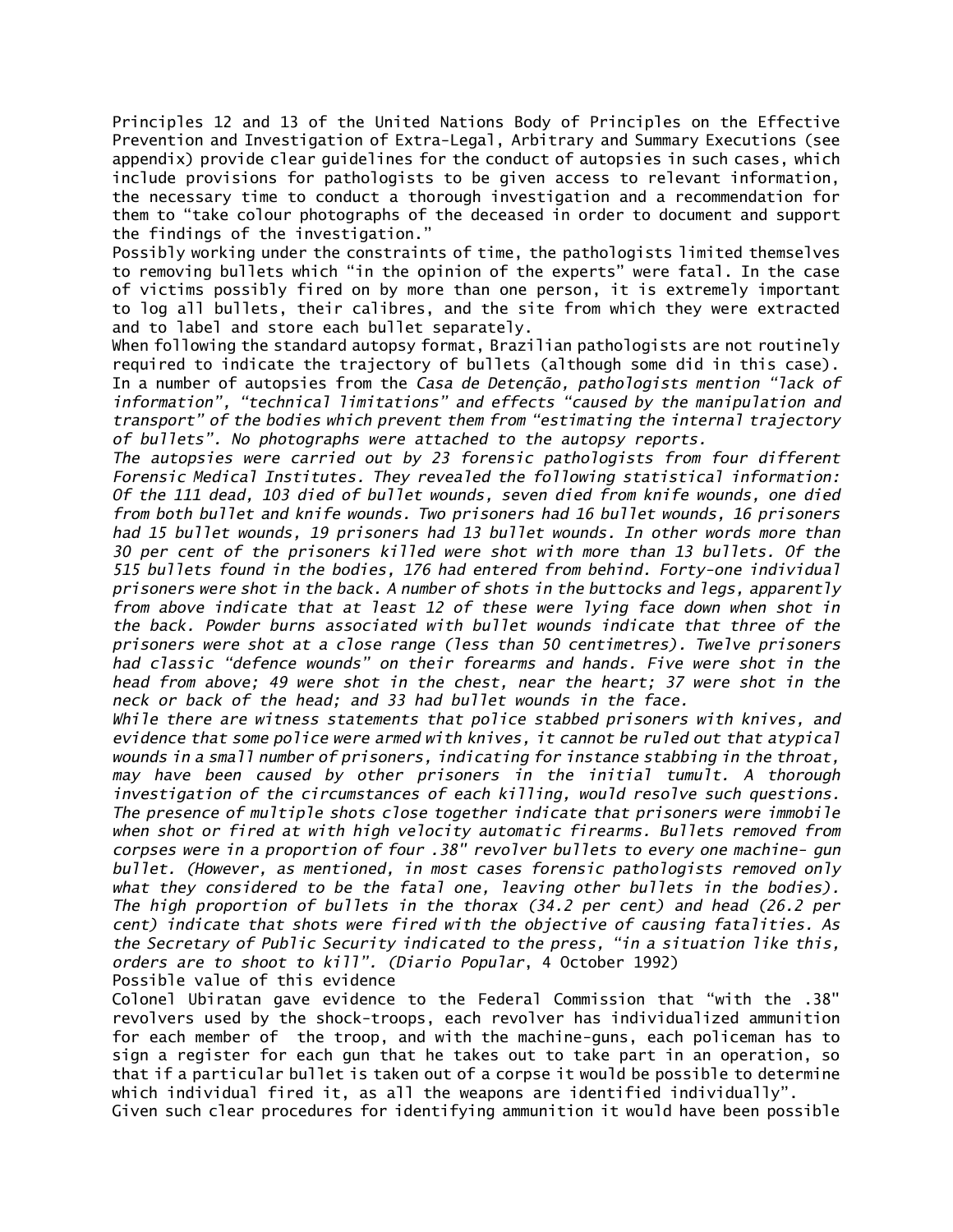Principles 12 and 13 of the United Nations Body of Principles on the Effective Prevention and Investigation of Extra-Legal, Arbitrary and Summary Executions (see appendix) provide clear guidelines for the conduct of autopsies in such cases, which include provisions for pathologists to be given access to relevant information, the necessary time to conduct a thorough investigation and a recommendation for them to "take colour photographs of the deceased in order to document and support the findings of the investigation."

Possibly working under the constraints of time, the pathologists limited themselves to removing bullets which "in the opinion of the experts" were fatal. In the case of victims possibly fired on by more than one person, it is extremely important to log all bullets, their calibres, and the site from which they were extracted and to label and store each bullet separately.

When following the standard autopsy format, Brazilian pathologists are not routinely required to indicate the trajectory of bullets (although some did in this case). In a number of autopsies from the *Casa de Detenção, pathologists mention "lack of information", "technical limitations" and effects "caused by the manipulation and transport" of the bodies which prevent them from "estimating the internal trajectory of bullets". No photographs were attached to the autopsy reports.*

*The autopsies were carried out by 23 forensic pathologists from four different Forensic Medical Institutes. They revealed the following statistical information: Of the 111 dead, 103 died of bullet wounds, seven died from knife wounds, one died from both bullet and knife wounds. Two prisoners had 16 bullet wounds, 16 prisoners had 15 bullet wounds, 19 prisoners had 13 bullet wounds. In other words more than 30 per cent of the prisoners killed were shot with more than 13 bullets. Of the 515 bullets found in the bodies, 176 had entered from behind. Forty-one individual prisoners were shot in the back. A number of shots in the buttocks and legs, apparently from above indicate that at least 12 of these were lying face down when shot in the back. Powder burns associated with bullet wounds indicate that three of the prisoners were shot at a close range (less than 50 centimetres). Twelve prisoners had classic "defence wounds" on their forearms and hands. Five were shot in the head from above; 49 were shot in the chest, near the heart; 37 were shot in the neck or back of the head; and 33 had bullet wounds in the face.*

*While there are witness statements that police stabbed prisoners with knives, and evidence that some police were armed with knives, it cannot be ruled out that atypical wounds in a small number of prisoners, indicating for instance stabbing in the throat, may have been caused by other prisoners in the initial tumult. A thorough investigation of the circumstances of each killing, would resolve such questions. The presence of multiple shots close together indicate that prisoners were immobile when shot or fired at with high velocity automatic firearms. Bullets removed from corpses were in a proportion of four .38" revolver bullets to every one machine- gun bullet. (However, as mentioned, in most cases forensic pathologists removed only what they considered to be the fatal one, leaving other bullets in the bodies). The high proportion of bullets in the thorax (34.2 per cent) and head (26.2 per cent) indicate that shots were fired with the objective of causing fatalities. As the Secretary of Public Security indicated to the press, "in a situation like this, orders are to shoot to kill". (Diario Popular*, 4 October 1992)

Possible value of this evidence

Colonel Ubiratan gave evidence to the Federal Commission that "with the .38" revolvers used by the shock-troops, each revolver has individualized ammunition for each member of the troop, and with the machine-guns, each policeman has to sign a register for each gun that he takes out to take part in an operation, so that if a particular bullet is taken out of a corpse it would be possible to determine which individual fired it, as all the weapons are identified individually".

Given such clear procedures for identifying ammunition it would have been possible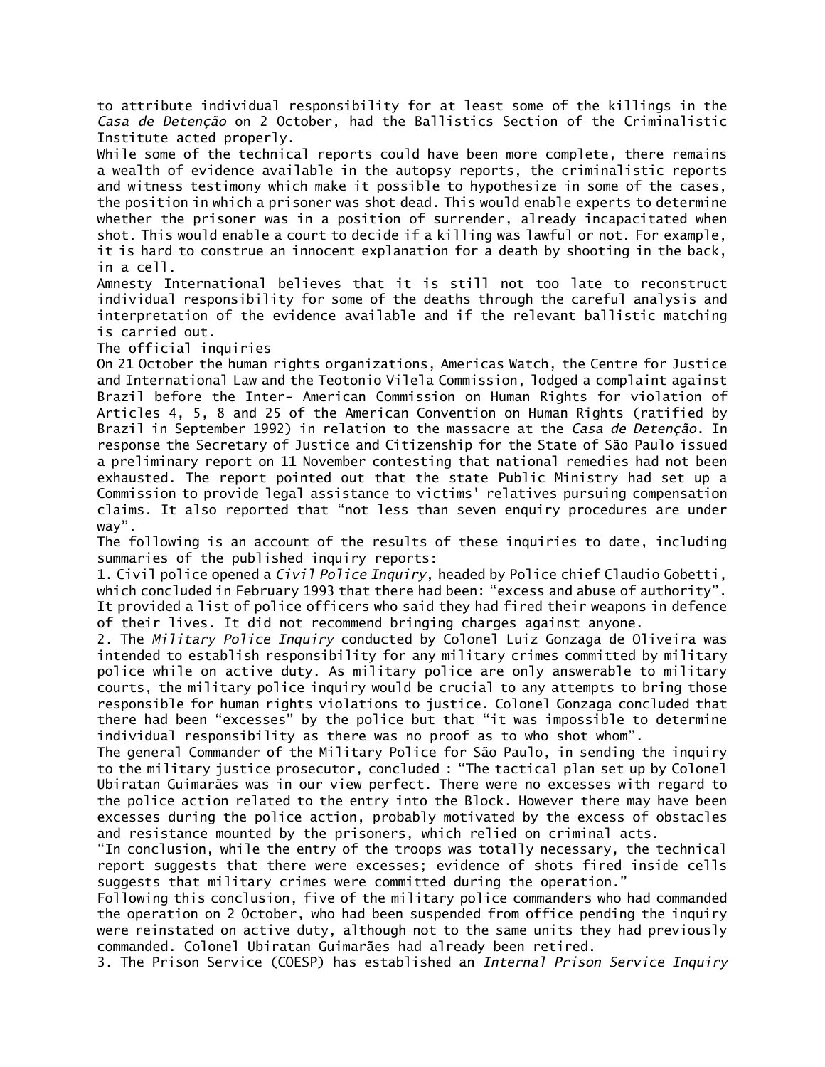to attribute individual responsibility for at least some of the killings in the *Casa de Detenção* on 2 October, had the Ballistics Section of the Criminalistic Institute acted properly.

While some of the technical reports could have been more complete, there remains a wealth of evidence available in the autopsy reports, the criminalistic reports and witness testimony which make it possible to hypothesize in some of the cases, the position in which a prisoner was shot dead. This would enable experts to determine whether the prisoner was in a position of surrender, already incapacitated when shot. This would enable a court to decide if a killing was lawful or not. For example, it is hard to construe an innocent explanation for a death by shooting in the back, in a cell.

Amnesty International believes that it is still not too late to reconstruct individual responsibility for some of the deaths through the careful analysis and interpretation of the evidence available and if the relevant ballistic matching is carried out.

## The official inquiries

On 21 October the human rights organizations, Americas Watch, the Centre for Justice and International Law and the Teotonio Vilela Commission, lodged a complaint against Brazil before the Inter- American Commission on Human Rights for violation of Articles 4, 5, 8 and 25 of the American Convention on Human Rights (ratified by Brazil in September 1992) in relation to the massacre at the *Casa de Detenção*. In response the Secretary of Justice and Citizenship for the State of São Paulo issued a preliminary report on 11 November contesting that national remedies had not been exhausted. The report pointed out that the state Public Ministry had set up a Commission to provide legal assistance to victims' relatives pursuing compensation claims. It also reported that "not less than seven enquiry procedures are under way".

The following is an account of the results of these inquiries to date, including summaries of the published inquiry reports:

1. Civil police opened a *Civil Police Inquiry*, headed by Police chief Claudio Gobetti, which concluded in February 1993 that there had been: "excess and abuse of authority". It provided a list of police officers who said they had fired their weapons in defence of their lives. It did not recommend bringing charges against anyone.

2. The *Military Police Inquiry* conducted by Colonel Luiz Gonzaga de Oliveira was intended to establish responsibility for any military crimes committed by military police while on active duty. As military police are only answerable to military courts, the military police inquiry would be crucial to any attempts to bring those responsible for human rights violations to justice. Colonel Gonzaga concluded that there had been "excesses" by the police but that "it was impossible to determine individual responsibility as there was no proof as to who shot whom".

The general Commander of the Military Police for São Paulo, in sending the inquiry to the military justice prosecutor, concluded : "The tactical plan set up by Colonel Ubiratan Guimarães was in our view perfect. There were no excesses with regard to the police action related to the entry into the Block. However there may have been excesses during the police action, probably motivated by the excess of obstacles and resistance mounted by the prisoners, which relied on criminal acts.

"In conclusion, while the entry of the troops was totally necessary, the technical report suggests that there were excesses; evidence of shots fired inside cells suggests that military crimes were committed during the operation."

Following this conclusion, five of the military police commanders who had commanded the operation on 2 October, who had been suspended from office pending the inquiry were reinstated on active duty, although not to the same units they had previously commanded. Colonel Ubiratan Guimarães had already been retired.

3. The Prison Service (COESP) has established an *Internal Prison Service Inquiry*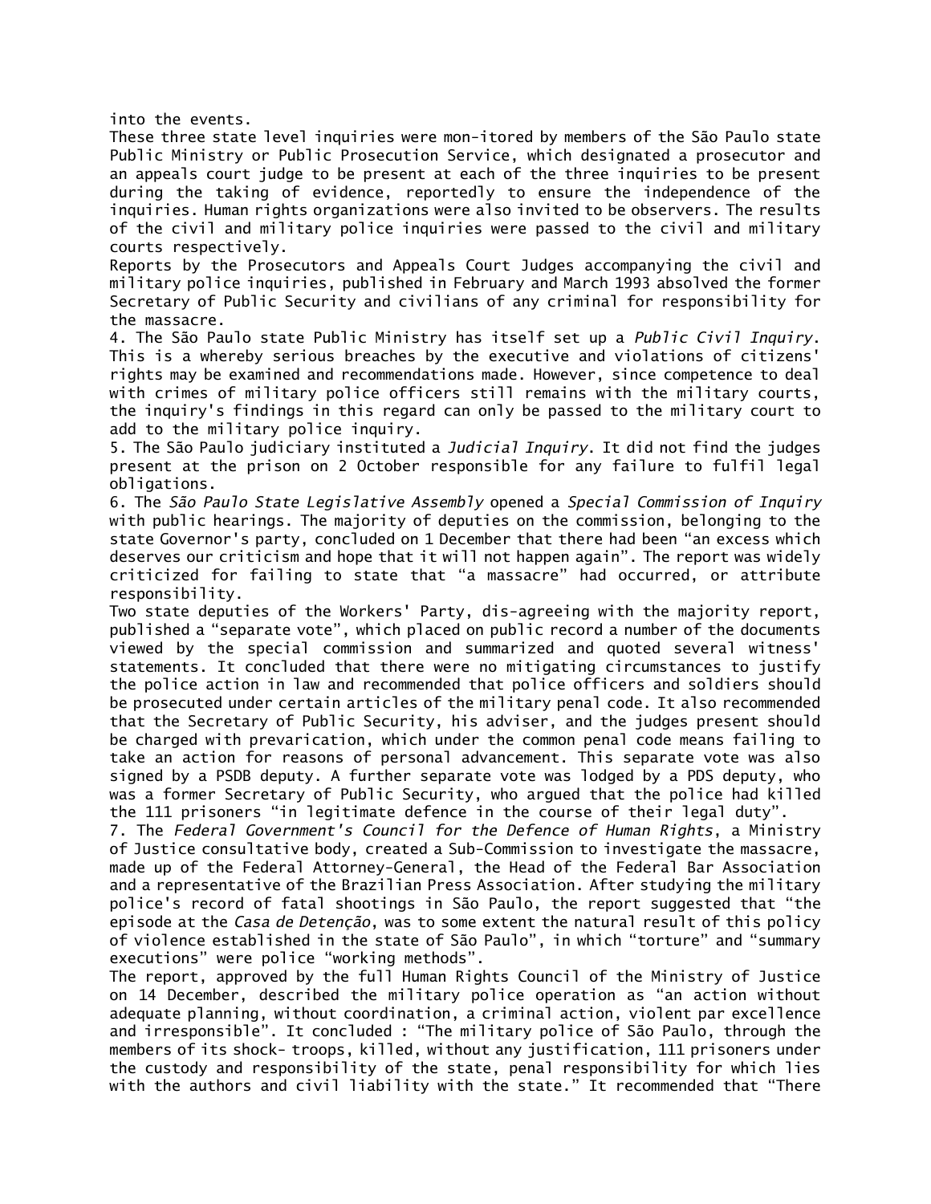into the events.

These three state level inquiries were mon-itored by members of the São Paulo state Public Ministry or Public Prosecution Service, which designated a prosecutor and an appeals court judge to be present at each of the three inquiries to be present during the taking of evidence, reportedly to ensure the independence of the inquiries. Human rights organizations were also invited to be observers. The results of the civil and military police inquiries were passed to the civil and military courts respectively.

Reports by the Prosecutors and Appeals Court Judges accompanying the civil and military police inquiries, published in February and March 1993 absolved the former Secretary of Public Security and civilians of any criminal for responsibility for the massacre.

4. The São Paulo state Public Ministry has itself set up a *Public Civil Inquiry*. This is a whereby serious breaches by the executive and violations of citizens' rights may be examined and recommendations made. However, since competence to deal with crimes of military police officers still remains with the military courts, the inquiry's findings in this regard can only be passed to the military court to add to the military police inquiry.

5. The São Paulo judiciary instituted a *Judicial Inquiry*. It did not find the judges present at the prison on 2 October responsible for any failure to fulfil legal obligations.

6. The *São Paulo State Legislative Assembly* opened a *Special Commission of Inquiry* with public hearings. The majority of deputies on the commission, belonging to the state Governor's party, concluded on 1 December that there had been "an excess which deserves our criticism and hope that it will not happen again". The report was widely criticized for failing to state that "a massacre" had occurred, or attribute responsibility.

Two state deputies of the Workers' Party, dis-agreeing with the majority report, published a "separate vote", which placed on public record a number of the documents viewed by the special commission and summarized and quoted several witness' statements. It concluded that there were no mitigating circumstances to justify the police action in law and recommended that police officers and soldiers should be prosecuted under certain articles of the military penal code. It also recommended that the Secretary of Public Security, his adviser, and the judges present should be charged with prevarication, which under the common penal code means failing to take an action for reasons of personal advancement. This separate vote was also signed by a PSDB deputy. A further separate vote was lodged by a PDS deputy, who was a former Secretary of Public Security, who argued that the police had killed the 111 prisoners "in legitimate defence in the course of their legal duty".

7. The *Federal Government's Council for the Defence of Human Rights*, a Ministry of Justice consultative body, created a Sub-Commission to investigate the massacre, made up of the Federal Attorney-General, the Head of the Federal Bar Association and a representative of the Brazilian Press Association. After studying the military police's record of fatal shootings in São Paulo, the report suggested that "the episode at the *Casa de Detenção*, was to some extent the natural result of this policy of violence established in the state of São Paulo", in which "torture" and "summary executions" were police "working methods".

The report, approved by the full Human Rights Council of the Ministry of Justice on 14 December, described the military police operation as "an action without adequate planning, without coordination, a criminal action, violent par excellence and irresponsible". It concluded : "The military police of São Paulo, through the members of its shock- troops, killed, without any justification, 111 prisoners under the custody and responsibility of the state, penal responsibility for which lies with the authors and civil liability with the state." It recommended that "There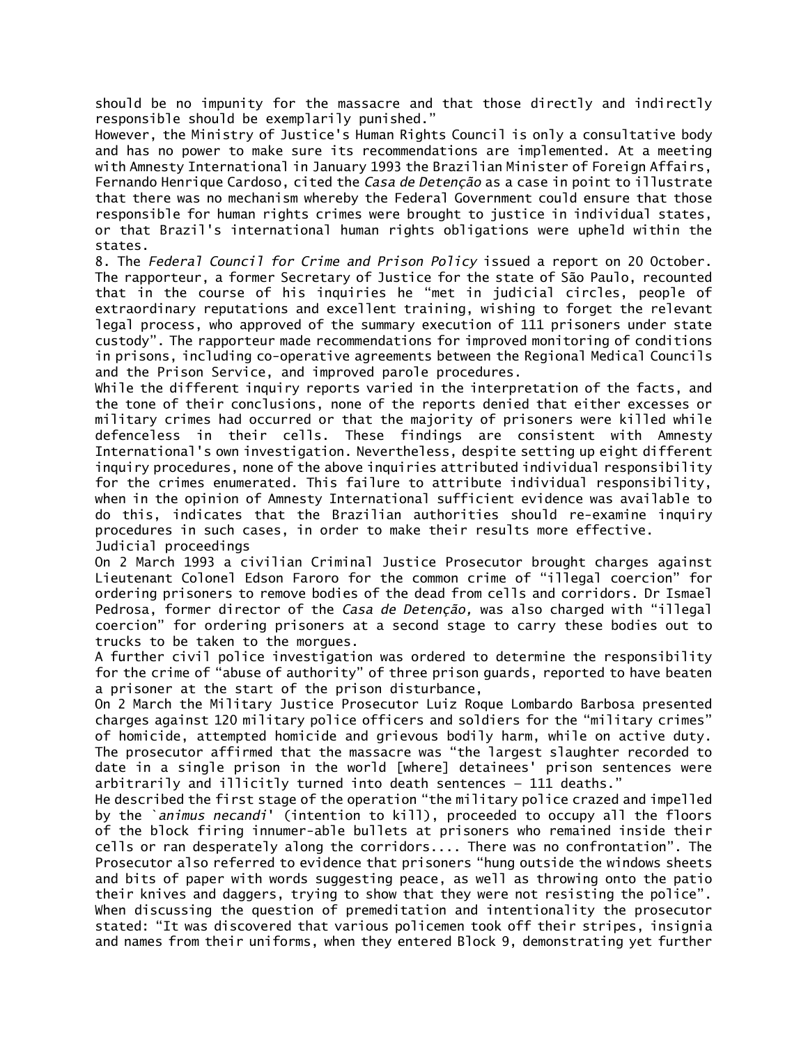should be no impunity for the massacre and that those directly and indirectly responsible should be exemplarily punished."

However, the Ministry of Justice's Human Rights Council is only a consultative body and has no power to make sure its recommendations are implemented. At a meeting with Amnesty International in January 1993 the Brazilian Minister of Foreign Affairs, Fernando Henrique Cardoso, cited the *Casa de Detenção* as a case in point to illustrate that there was no mechanism whereby the Federal Government could ensure that those responsible for human rights crimes were brought to justice in individual states, or that Brazil's international human rights obligations were upheld within the states.

8. The *Federal Council for Crime and Prison Policy* issued a report on 20 October. The rapporteur, a former Secretary of Justice for the state of São Paulo, recounted that in the course of his inquiries he "met in judicial circles, people of extraordinary reputations and excellent training, wishing to forget the relevant legal process, who approved of the summary execution of 111 prisoners under state custody". The rapporteur made recommendations for improved monitoring of conditions in prisons, including co-operative agreements between the Regional Medical Councils and the Prison Service, and improved parole procedures.

While the different inquiry reports varied in the interpretation of the facts, and the tone of their conclusions, none of the reports denied that either excesses or military crimes had occurred or that the majority of prisoners were killed while defenceless in their cells. These findings are consistent with Amnesty International's own investigation. Nevertheless, despite setting up eight different inquiry procedures, none of the above inquiries attributed individual responsibility for the crimes enumerated. This failure to attribute individual responsibility, when in the opinion of Amnesty International sufficient evidence was available to do this, indicates that the Brazilian authorities should re-examine inquiry procedures in such cases, in order to make their results more effective.

## Judicial proceedings

On 2 March 1993 a civilian Criminal Justice Prosecutor brought charges against Lieutenant Colonel Edson Faroro for the common crime of "illegal coercion" for ordering prisoners to remove bodies of the dead from cells and corridors. Dr Ismael Pedrosa, former director of the *Casa de Detenção,* was also charged with "illegal coercion" for ordering prisoners at a second stage to carry these bodies out to trucks to be taken to the morgues.

A further civil police investigation was ordered to determine the responsibility for the crime of "abuse of authority" of three prison guards, reported to have beaten a prisoner at the start of the prison disturbance,

On 2 March the Military Justice Prosecutor Luiz Roque Lombardo Barbosa presented charges against 120 military police officers and soldiers for the "military crimes" of homicide, attempted homicide and grievous bodily harm, while on active duty. The prosecutor affirmed that the massacre was "the largest slaughter recorded to date in a single prison in the world [where] detainees' prison sentences were arbitrarily and illicitly turned into death sentences – 111 deaths."

He described the first stage of the operation "the military police crazed and impelled by the `*animus necandi*' (intention to kill), proceeded to occupy all the floors of the block firing innumer-able bullets at prisoners who remained inside their cells or ran desperately along the corridors.... There was no confrontation". The Prosecutor also referred to evidence that prisoners "hung outside the windows sheets and bits of paper with words suggesting peace, as well as throwing onto the patio their knives and daggers, trying to show that they were not resisting the police". When discussing the question of premeditation and intentionality the prosecutor stated: "It was discovered that various policemen took off their stripes, insignia and names from their uniforms, when they entered Block 9, demonstrating yet further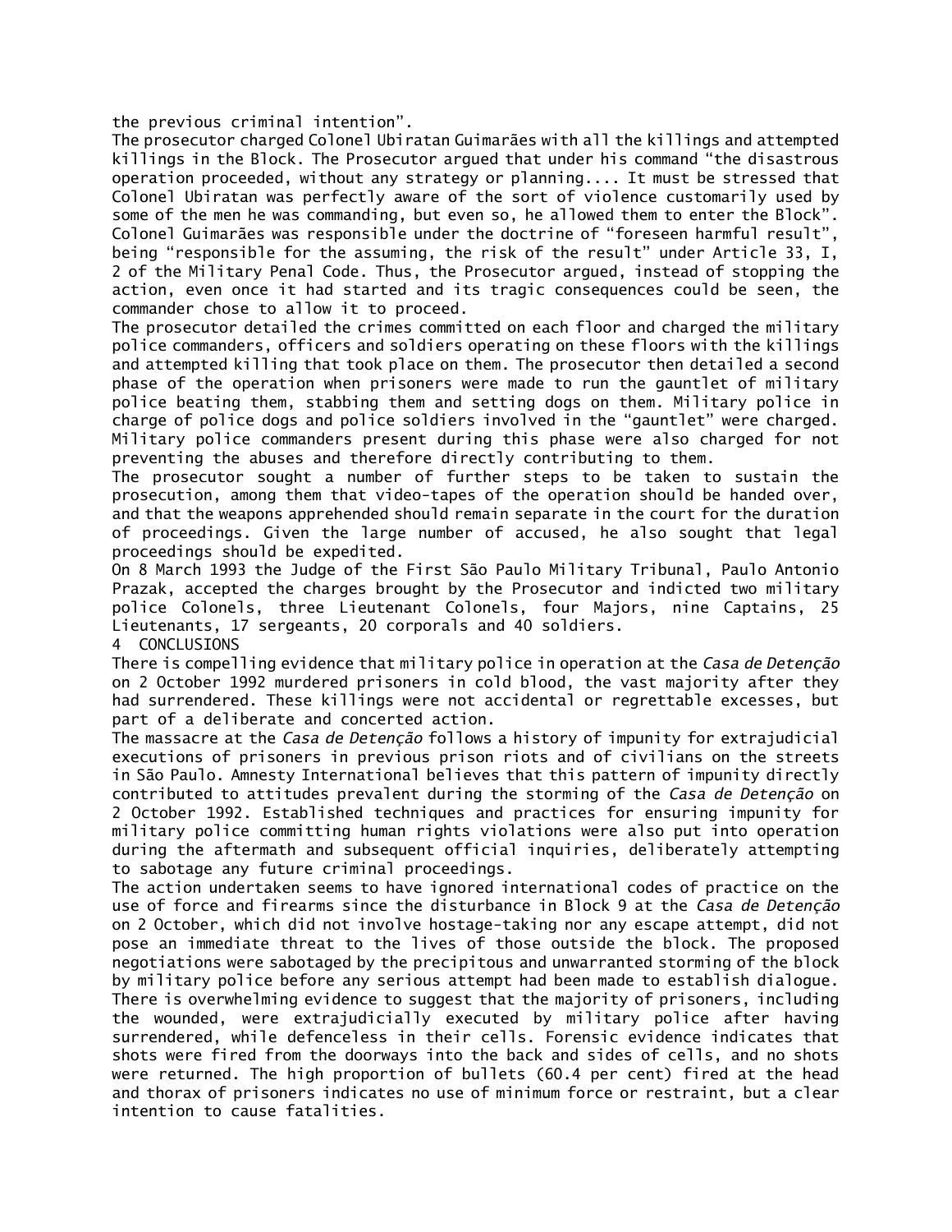the previous criminal intention".

The prosecutor charged Colonel Ubiratan Guimarães with all the killings and attempted killings in the Block. The Prosecutor argued that under his command "the disastrous operation proceeded, without any strategy or planning.... It must be stressed that Colonel Ubiratan was perfectly aware of the sort of violence customarily used by some of the men he was commanding, but even so, he allowed them to enter the Block". Colonel Guimarães was responsible under the doctrine of "foreseen harmful result", being "responsible for the assuming, the risk of the result" under Article 33, I, 2 of the Military Penal Code. Thus, the Prosecutor argued, instead of stopping the action, even once it had started and its tragic consequences could be seen, the commander chose to allow it to proceed.

The prosecutor detailed the crimes committed on each floor and charged the military police commanders, officers and soldiers operating on these floors with the killings and attempted killing that took place on them. The prosecutor then detailed a second phase of the operation when prisoners were made to run the gauntlet of military police beating them, stabbing them and setting dogs on them. Military police in charge of police dogs and police soldiers involved in the "gauntlet" were charged. Military police commanders present during this phase were also charged for not preventing the abuses and therefore directly contributing to them.

The prosecutor sought a number of further steps to be taken to sustain the prosecution, among them that video-tapes of the operation should be handed over, and that the weapons apprehended should remain separate in the court for the duration of proceedings. Given the large number of accused, he also sought that legal proceedings should be expedited.

On 8 March 1993 the Judge of the First São Paulo Military Tribunal, Paulo Antonio Prazak, accepted the charges brought by the Prosecutor and indicted two military police Colonels, three Lieutenant Colonels, four Majors, nine Captains, 25 Lieutenants, 17 sergeants, 20 corporals and 40 soldiers.

## 4 CONCLUSIONS

There is compelling evidence that military police in operation at the *Casa de Detenção* on 2 October 1992 murdered prisoners in cold blood, the vast majority after they had surrendered. These killings were not accidental or regrettable excesses, but part of a deliberate and concerted action.

The massacre at the *Casa de Detenção* follows a history of impunity for extrajudicial executions of prisoners in previous prison riots and of civilians on the streets in São Paulo. Amnesty International believes that this pattern of impunity directly contributed to attitudes prevalent during the storming of the *Casa de Detenção* on 2 October 1992. Established techniques and practices for ensuring impunity for military police committing human rights violations were also put into operation during the aftermath and subsequent official inquiries, deliberately attempting to sabotage any future criminal proceedings.

The action undertaken seems to have ignored international codes of practice on the use of force and firearms since the disturbance in Block 9 at the *Casa de Detenção* on 2 October, which did not involve hostage-taking nor any escape attempt, did not pose an immediate threat to the lives of those outside the block. The proposed negotiations were sabotaged by the precipitous and unwarranted storming of the block by military police before any serious attempt had been made to establish dialogue.

There is overwhelming evidence to suggest that the majority of prisoners, including the wounded, were extrajudicially executed by military police after having surrendered, while defenceless in their cells. Forensic evidence indicates that shots were fired from the doorways into the back and sides of cells, and no shots were returned. The high proportion of bullets (60.4 per cent) fired at the head and thorax of prisoners indicates no use of minimum force or restraint, but a clear intention to cause fatalities.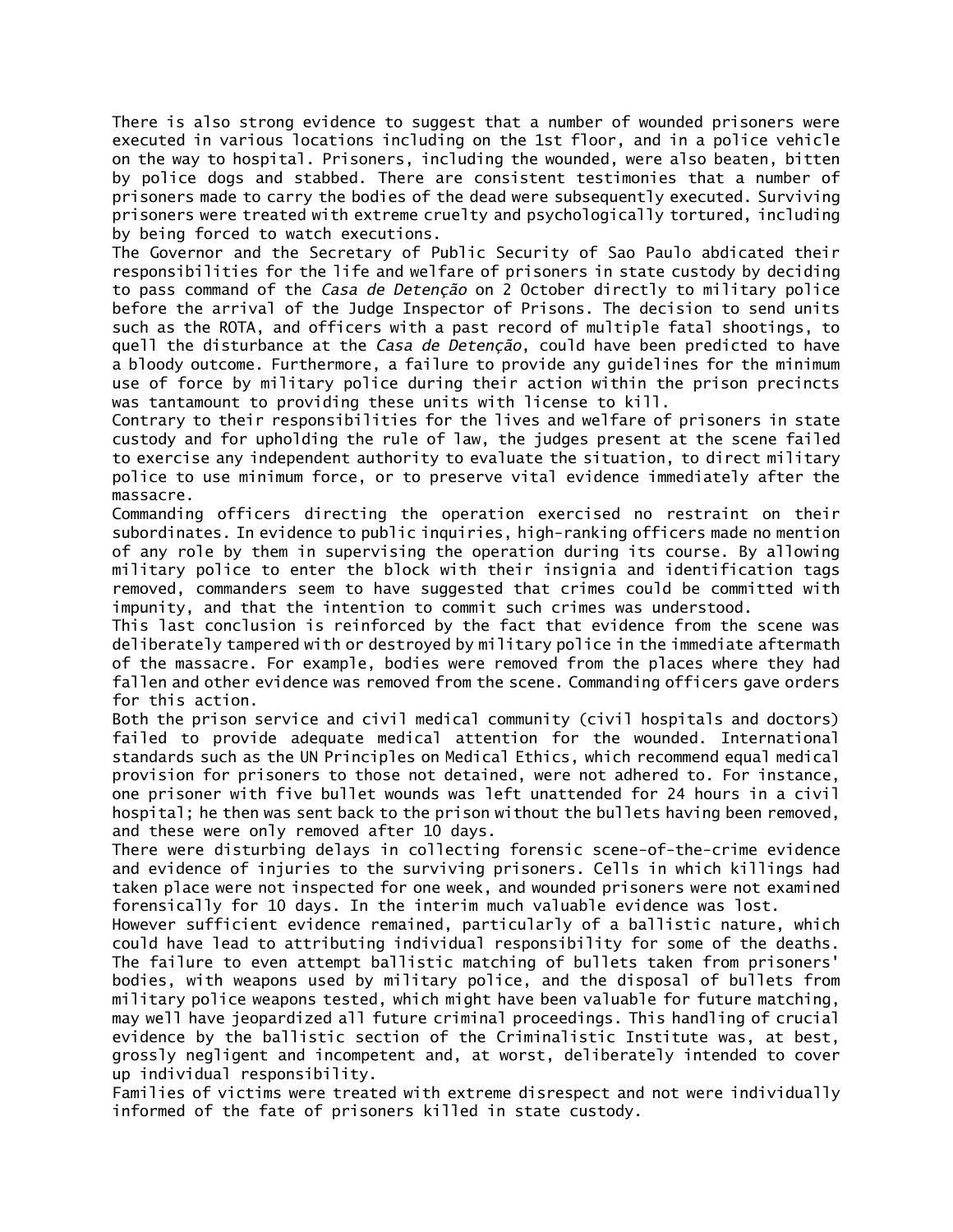There is also strong evidence to suggest that a number of wounded prisoners were executed in various locations including on the 1st floor, and in a police vehicle on the way to hospital. Prisoners, including the wounded, were also beaten, bitten by police dogs and stabbed. There are consistent testimonies that a number of prisoners made to carry the bodies of the dead were subsequently executed. Surviving prisoners were treated with extreme cruelty and psychologically tortured, including by being forced to watch executions.

The Governor and the Secretary of Public Security of Sao Paulo abdicated their responsibilities for the life and welfare of prisoners in state custody by deciding to pass command of the *Casa de Detenção* on 2 October directly to military police before the arrival of the Judge Inspector of Prisons. The decision to send units such as the ROTA, and officers with a past record of multiple fatal shootings, to quell the disturbance at the *Casa de Detenção*, could have been predicted to have a bloody outcome. Furthermore, a failure to provide any guidelines for the minimum use of force by military police during their action within the prison precincts was tantamount to providing these units with license to kill.

Contrary to their responsibilities for the lives and welfare of prisoners in state custody and for upholding the rule of law, the judges present at the scene failed to exercise any independent authority to evaluate the situation, to direct military police to use minimum force, or to preserve vital evidence immediately after the massacre.

Commanding officers directing the operation exercised no restraint on their subordinates. In evidence to public inquiries, high-ranking officers made no mention of any role by them in supervising the operation during its course. By allowing military police to enter the block with their insignia and identification tags removed, commanders seem to have suggested that crimes could be committed with impunity, and that the intention to commit such crimes was understood.

This last conclusion is reinforced by the fact that evidence from the scene was deliberately tampered with or destroyed by military police in the immediate aftermath of the massacre. For example, bodies were removed from the places where they had fallen and other evidence was removed from the scene. Commanding officers gave orders for this action.

Both the prison service and civil medical community (civil hospitals and doctors) failed to provide adequate medical attention for the wounded. International standards such as the UN Principles on Medical Ethics, which recommend equal medical provision for prisoners to those not detained, were not adhered to. For instance, one prisoner with five bullet wounds was left unattended for 24 hours in a civil hospital; he then was sent back to the prison without the bullets having been removed, and these were only removed after 10 days.

There were disturbing delays in collecting forensic scene-of-the-crime evidence and evidence of injuries to the surviving prisoners. Cells in which killings had taken place were not inspected for one week, and wounded prisoners were not examined forensically for 10 days. In the interim much valuable evidence was lost.

However sufficient evidence remained, particularly of a ballistic nature, which could have lead to attributing individual responsibility for some of the deaths. The failure to even attempt ballistic matching of bullets taken from prisoners' bodies, with weapons used by military police, and the disposal of bullets from military police weapons tested, which might have been valuable for future matching, may well have jeopardized all future criminal proceedings. This handling of crucial evidence by the ballistic section of the Criminalistic Institute was, at best, grossly negligent and incompetent and, at worst, deliberately intended to cover up individual responsibility.

Families of victims were treated with extreme disrespect and not were individually informed of the fate of prisoners killed in state custody.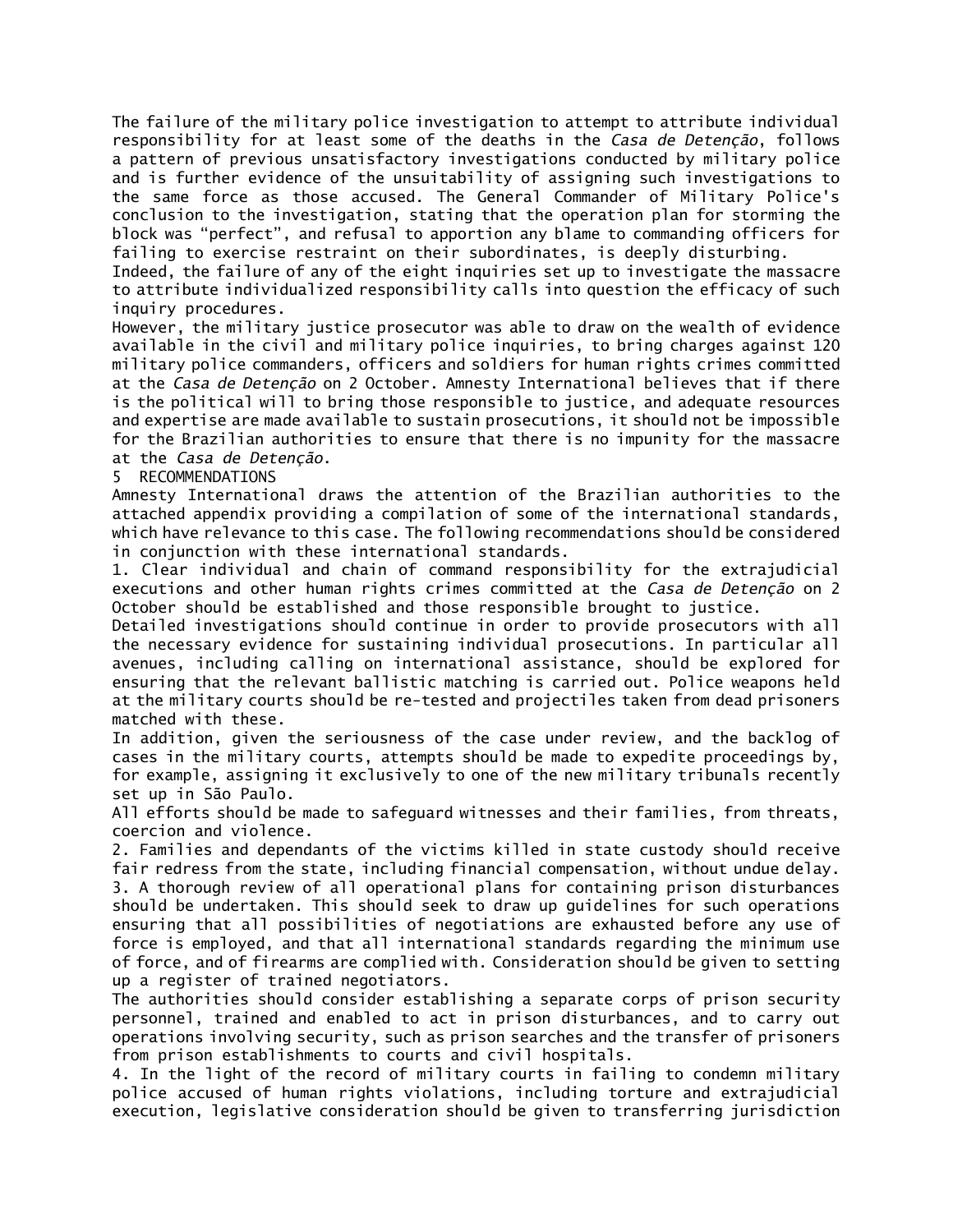The failure of the military police investigation to attempt to attribute individual responsibility for at least some of the deaths in the *Casa de Detenção*, follows a pattern of previous unsatisfactory investigations conducted by military police and is further evidence of the unsuitability of assigning such investigations to the same force as those accused. The General Commander of Military Police's conclusion to the investigation, stating that the operation plan for storming the block was "perfect", and refusal to apportion any blame to commanding officers for failing to exercise restraint on their subordinates, is deeply disturbing.

Indeed, the failure of any of the eight inquiries set up to investigate the massacre to attribute individualized responsibility calls into question the efficacy of such inquiry procedures.

However, the military justice prosecutor was able to draw on the wealth of evidence available in the civil and military police inquiries, to bring charges against 120 military police commanders, officers and soldiers for human rights crimes committed at the *Casa de Detenção* on 2 October. Amnesty International believes that if there is the political will to bring those responsible to justice, and adequate resources and expertise are made available to sustain prosecutions, it should not be impossible for the Brazilian authorities to ensure that there is no impunity for the massacre at the *Casa de Detenção*.

## 5 RECOMMENDATIONS

Amnesty International draws the attention of the Brazilian authorities to the attached appendix providing a compilation of some of the international standards, which have relevance to this case. The following recommendations should be considered in conjunction with these international standards.

1. Clear individual and chain of command responsibility for the extrajudicial executions and other human rights crimes committed at the *Casa de Detenção* on 2 October should be established and those responsible brought to justice.

Detailed investigations should continue in order to provide prosecutors with all the necessary evidence for sustaining individual prosecutions. In particular all avenues, including calling on international assistance, should be explored for ensuring that the relevant ballistic matching is carried out. Police weapons held at the military courts should be re-tested and projectiles taken from dead prisoners matched with these.

In addition, given the seriousness of the case under review, and the backlog of cases in the military courts, attempts should be made to expedite proceedings by, for example, assigning it exclusively to one of the new military tribunals recently set up in São Paulo.

All efforts should be made to safeguard witnesses and their families, from threats, coercion and violence.

2. Families and dependants of the victims killed in state custody should receive fair redress from the state, including financial compensation, without undue delay.

3. A thorough review of all operational plans for containing prison disturbances should be undertaken. This should seek to draw up guidelines for such operations ensuring that all possibilities of negotiations are exhausted before any use of force is employed, and that all international standards regarding the minimum use of force, and of firearms are complied with. Consideration should be given to setting up a register of trained negotiators.

The authorities should consider establishing a separate corps of prison security personnel, trained and enabled to act in prison disturbances, and to carry out operations involving security, such as prison searches and the transfer of prisoners from prison establishments to courts and civil hospitals.

4. In the light of the record of military courts in failing to condemn military police accused of human rights violations, including torture and extrajudicial execution, legislative consideration should be given to transferring jurisdiction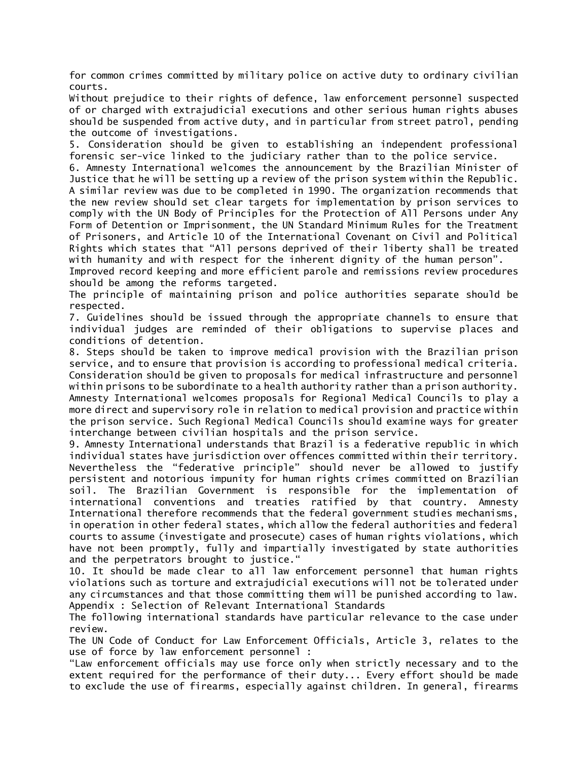for common crimes committed by military police on active duty to ordinary civilian courts.

Without prejudice to their rights of defence, law enforcement personnel suspected of or charged with extrajudicial executions and other serious human rights abuses should be suspended from active duty, and in particular from street patrol, pending the outcome of investigations.

5. Consideration should be given to establishing an independent professional forensic ser-vice linked to the judiciary rather than to the police service.

6. Amnesty International welcomes the announcement by the Brazilian Minister of Justice that he will be setting up a review of the prison system within the Republic. A similar review was due to be completed in 1990. The organization recommends that the new review should set clear targets for implementation by prison services to comply with the UN Body of Principles for the Protection of All Persons under Any Form of Detention or Imprisonment, the UN Standard Minimum Rules for the Treatment of Prisoners, and Article 10 of the International Covenant on Civil and Political Rights which states that "All persons deprived of their liberty shall be treated with humanity and with respect for the inherent dignity of the human person".

Improved record keeping and more efficient parole and remissions review procedures should be among the reforms targeted.

The principle of maintaining prison and police authorities separate should be respected.

7. Guidelines should be issued through the appropriate channels to ensure that individual judges are reminded of their obligations to supervise places and conditions of detention.

8. Steps should be taken to improve medical provision with the Brazilian prison service, and to ensure that provision is according to professional medical criteria. Consideration should be given to proposals for medical infrastructure and personnel within prisons to be subordinate to a health authority rather than a prison authority. Amnesty International welcomes proposals for Regional Medical Councils to play a more direct and supervisory role in relation to medical provision and practice within the prison service. Such Regional Medical Councils should examine ways for greater interchange between civilian hospitals and the prison service.

9. Amnesty International understands that Brazil is a federative republic in which individual states have jurisdiction over offences committed within their territory. Nevertheless the "federative principle" should never be allowed to justify persistent and notorious impunity for human rights crimes committed on Brazilian soil. The Brazilian Government is responsible for the implementation of international conventions and treaties ratified by that country. Amnesty International therefore recommends that the federal government studies mechanisms, in operation in other federal states, which allow the federal authorities and federal courts to assume (investigate and prosecute) cases of human rights violations, which have not been promptly, fully and impartially investigated by state authorities and the perpetrators brought to justice."

10. It should be made clear to all law enforcement personnel that human rights violations such as torture and extrajudicial executions will not be tolerated under any circumstances and that those committing them will be punished according to law.

## Appendix : Selection of Relevant International Standards

The following international standards have particular relevance to the case under review.

The UN Code of Conduct for Law Enforcement Officials, Article 3, relates to the use of force by law enforcement personnel :

"Law enforcement officials may use force only when strictly necessary and to the extent required for the performance of their duty... Every effort should be made to exclude the use of firearms, especially against children. In general, firearms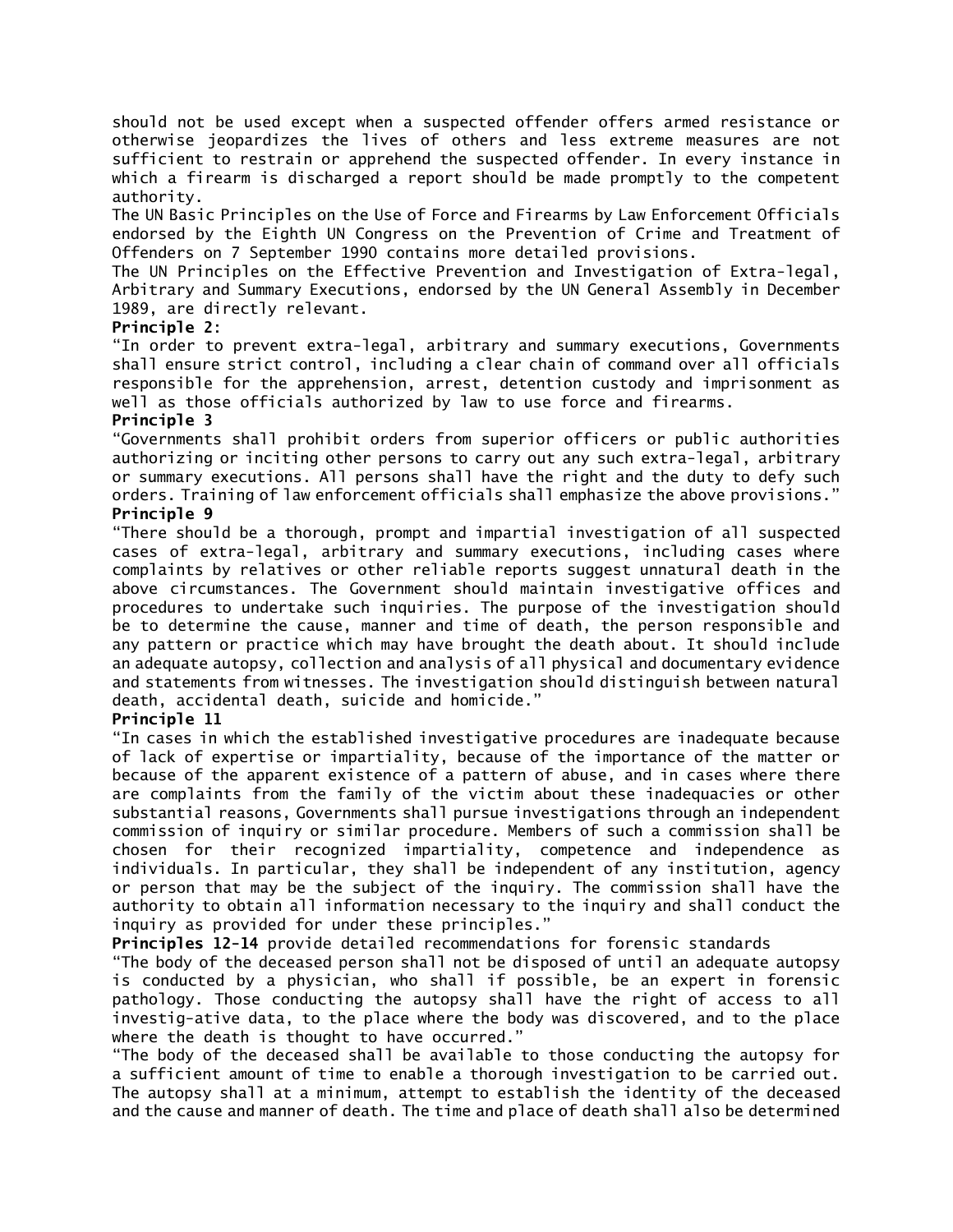should not be used except when a suspected offender offers armed resistance or otherwise jeopardizes the lives of others and less extreme measures are not sufficient to restrain or apprehend the suspected offender. In every instance in which a firearm is discharged a report should be made promptly to the competent authority.

The UN Basic Principles on the Use of Force and Firearms by Law Enforcement Officials endorsed by the Eighth UN Congress on the Prevention of Crime and Treatment of Offenders on 7 September 1990 contains more detailed provisions.

The UN Principles on the Effective Prevention and Investigation of Extra-legal, Arbitrary and Summary Executions, endorsed by the UN General Assembly in December 1989, are directly relevant.

**Principle 2:**

"In order to prevent extra-legal, arbitrary and summary executions, Governments shall ensure strict control, including a clear chain of command over all officials responsible for the apprehension, arrest, detention custody and imprisonment as well as those officials authorized by law to use force and firearms.

**Principle 3**

"Governments shall prohibit orders from superior officers or public authorities authorizing or inciting other persons to carry out any such extra-legal, arbitrary or summary executions. All persons shall have the right and the duty to defy such orders. Training of law enforcement officials shall emphasize the above provisions."

**Principle 9**

"There should be a thorough, prompt and impartial investigation of all suspected cases of extra-legal, arbitrary and summary executions, including cases where complaints by relatives or other reliable reports suggest unnatural death in the above circumstances. The Government should maintain investigative offices and procedures to undertake such inquiries. The purpose of the investigation should be to determine the cause, manner and time of death, the person responsible and any pattern or practice which may have brought the death about. It should include an adequate autopsy, collection and analysis of all physical and documentary evidence and statements from witnesses. The investigation should distinguish between natural death, accidental death, suicide and homicide."

**Principle 11**

"In cases in which the established investigative procedures are inadequate because of lack of expertise or impartiality, because of the importance of the matter or because of the apparent existence of a pattern of abuse, and in cases where there are complaints from the family of the victim about these inadequacies or other substantial reasons, Governments shall pursue investigations through an independent commission of inquiry or similar procedure. Members of such a commission shall be chosen for their recognized impartiality, competence and independence as individuals. In particular, they shall be independent of any institution, agency or person that may be the subject of the inquiry. The commission shall have the authority to obtain all information necessary to the inquiry and shall conduct the inquiry as provided for under these principles."

**Principles 12-14** provide detailed recommendations for forensic standards

"The body of the deceased person shall not be disposed of until an adequate autopsy is conducted by a physician, who shall if possible, be an expert in forensic pathology. Those conducting the autopsy shall have the right of access to all investig-ative data, to the place where the body was discovered, and to the place where the death is thought to have occurred."

"The body of the deceased shall be available to those conducting the autopsy for a sufficient amount of time to enable a thorough investigation to be carried out. The autopsy shall at a minimum, attempt to establish the identity of the deceased and the cause and manner of death. The time and place of death shall also be determined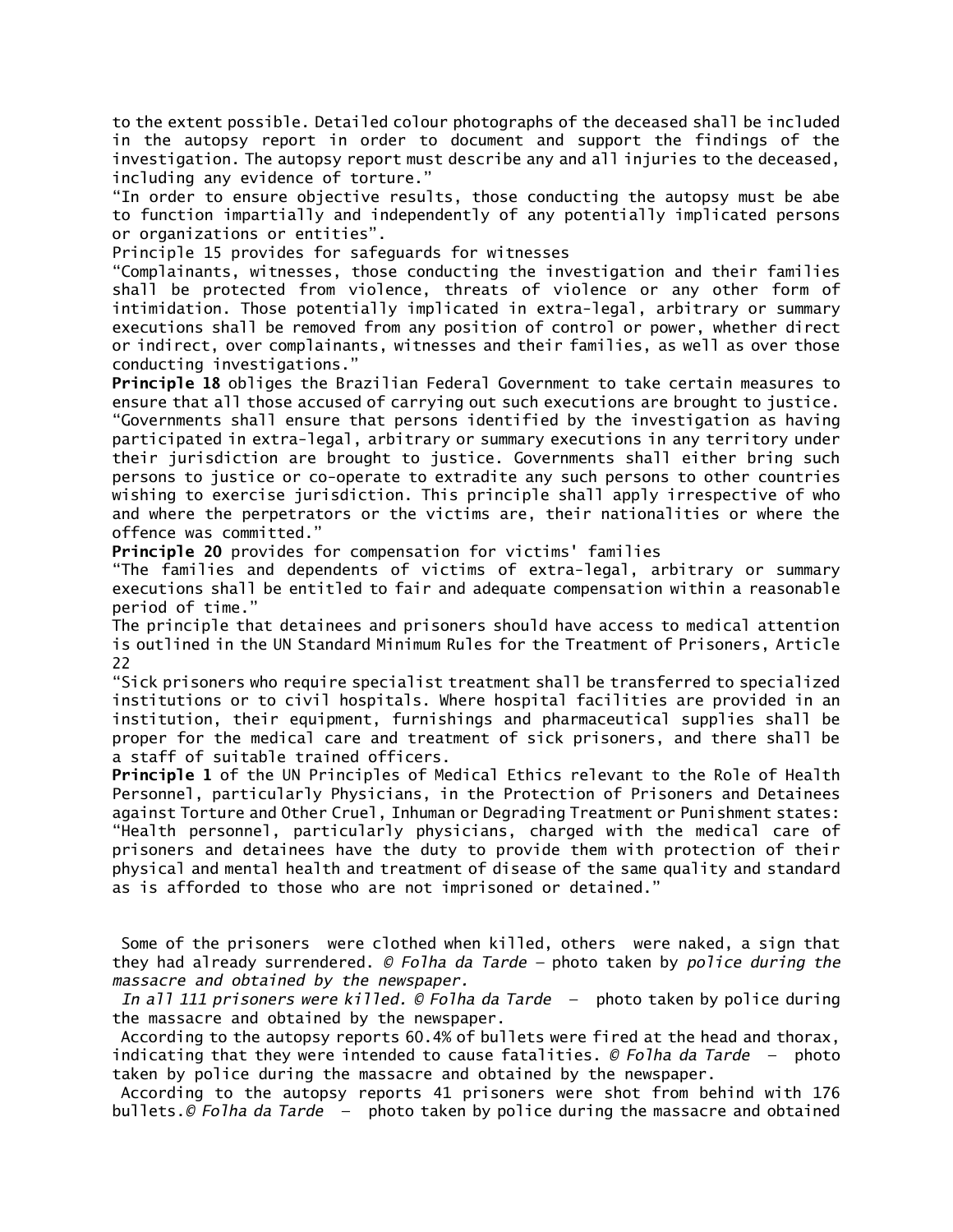to the extent possible. Detailed colour photographs of the deceased shall be included in the autopsy report in order to document and support the findings of the investigation. The autopsy report must describe any and all injuries to the deceased, including any evidence of torture."

"In order to ensure objective results, those conducting the autopsy must be abe to function impartially and independently of any potentially implicated persons or organizations or entities".

Principle 15 provides for safeguards for witnesses

"Complainants, witnesses, those conducting the investigation and their families shall be protected from violence, threats of violence or any other form of intimidation. Those potentially implicated in extra-legal, arbitrary or summary executions shall be removed from any position of control or power, whether direct or indirect, over complainants, witnesses and their families, as well as over those conducting investigations."

**Principle 18** obliges the Brazilian Federal Government to take certain measures to ensure that all those accused of carrying out such executions are brought to justice.

"Governments shall ensure that persons identified by the investigation as having participated in extra-legal, arbitrary or summary executions in any territory under their jurisdiction are brought to justice. Governments shall either bring such persons to justice or co-operate to extradite any such persons to other countries wishing to exercise jurisdiction. This principle shall apply irrespective of who and where the perpetrators or the victims are, their nationalities or where the offence was committed."

**Principle 20** provides for compensation for victims' families

"The families and dependents of victims of extra-legal, arbitrary or summary executions shall be entitled to fair and adequate compensation within a reasonable period of time."

The principle that detainees and prisoners should have access to medical attention is outlined in the UN Standard Minimum Rules for the Treatment of Prisoners, Article 22

"Sick prisoners who require specialist treatment shall be transferred to specialized institutions or to civil hospitals. Where hospital facilities are provided in an institution, their equipment, furnishings and pharmaceutical supplies shall be proper for the medical care and treatment of sick prisoners, and there shall be a staff of suitable trained officers.

**Principle 1** of the UN Principles of Medical Ethics relevant to the Role of Health Personnel, particularly Physicians, in the Protection of Prisoners and Detainees against Torture and Other Cruel, Inhuman or Degrading Treatment or Punishment states:

"Health personnel, particularly physicians, charged with the medical care of prisoners and detainees have the duty to provide them with protection of their physical and mental health and treatment of disease of the same quality and standard as is afforded to those who are not imprisoned or detained."

Some of the prisoners were clothed when killed, others were naked, a sign that they had already surrendered. *© Folha da Tarde* – photo taken by *police during the massacre and obtained by the newspaper.*

*In all 111 prisoners were killed. © Folha da Tarde* – photo taken by police during the massacre and obtained by the newspaper.

According to the autopsy reports 60.4% of bullets were fired at the head and thorax, indicating that they were intended to cause fatalities. *© Folha da Tarde* – photo taken by police during the massacre and obtained by the newspaper.

According to the autopsy reports 41 prisoners were shot from behind with 176 bullets.*© Folha da Tarde* – photo taken by police during the massacre and obtained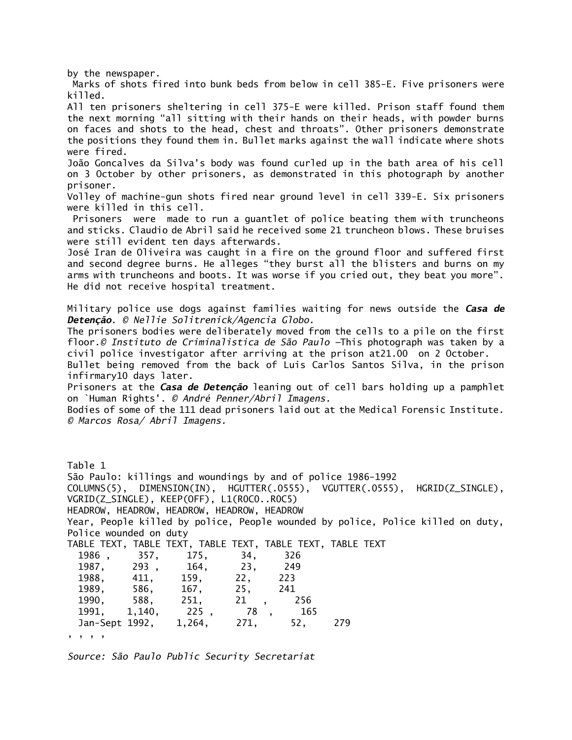by the newspaper.

Marks of shots fired into bunk beds from below in cell 385-E. Five prisoners were killed.

All ten prisoners sheltering in cell 375-E were killed. Prison staff found them the next morning "all sitting with their hands on their heads, with powder burns on faces and shots to the head, chest and throats". Other prisoners demonstrate the positions they found them in. Bullet marks against the wall indicate where shots were fired.

João Goncalves da Silva's body was found curled up in the bath area of his cell on 3 October by other prisoners, as demonstrated in this photograph by another prisoner.

Volley of machine-gun shots fired near ground level in cell 339-E. Six prisoners were killed in this cell.

Prisoners were made to run a guantlet of police beating them with truncheons and sticks. Claudio de Abril said he received some 21 truncheon blows. These bruises were still evident ten days afterwards.

José Iran de Oliveira was caught in a fire on the ground floor and suffered first and second degree burns. He alleges "they burst all the blisters and burns on my arms with truncheons and boots. It was worse if you cried out, they beat you more". He did not receive hospital treatment.

Military police use dogs against families waiting for news outside the ***Casa de Detenção***. *© Nellie Solitrenick/Agencia Globo.*

The prisoners bodies were deliberately moved from the cells to a pile on the first floor.*© Instituto de Criminalistica de São Paulo* –This photograph was taken by a civil police investigator after arriving at the prison at21.00 on 2 October.

Bullet being removed from the back of Luis Carlos Santos Silva, in the prison infirmary10 days later.

Prisoners at the ***Casa de Detenção*** leaning out of cell bars holding up a pamphlet on `Human Rights'. *© André Penner/Abril Imagens.*

Bodies of some of the 111 dead prisoners laid out at the Medical Forensic Institute. *© Marcos Rosa/ Abril Imagens.*

Table 1

São Paulo: killings and woundings by and of police 1986-1992

| Year | People killed by police | People wounded by police | Police killed on duty | Police wounded on duty |
|---|---|---|---|---|
| 1986 | 357 | 175 | 34 | 326 |
| 1987 | 293 | 164 | 23 | 249 |
| 1988 | 411 | 159 | 22 | 223 |
| 1989 | 586 | 167 | 25 | 241 |
| 1990 | 588 | 251 | 21 | 256 |
| 1991 | 1,140 | 225 | 78 | 165 |
| Jan-Sept 1992 | 1,264 | 271 | 52 | 279 |

*Source: São Paulo Public Security Secretariat*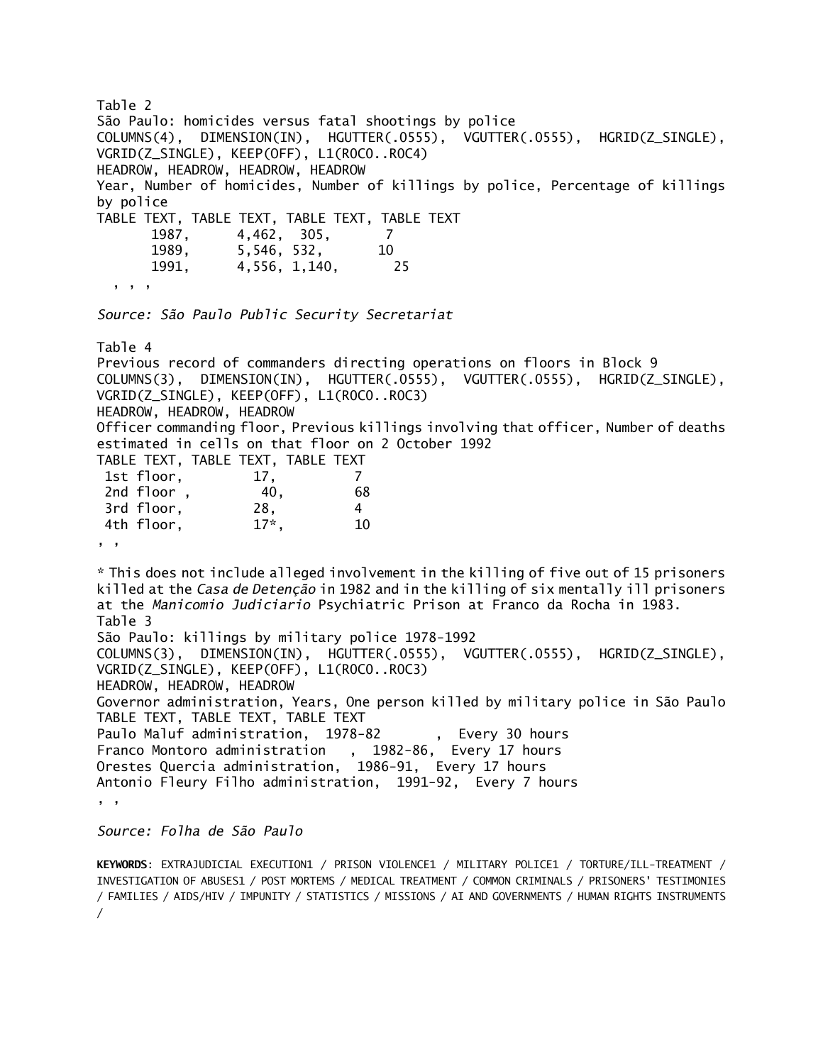Table 2

São Paulo: homicides versus fatal shootings by police

| Year | Number of homicides | Number of killings by police | Percentage of killings by police |
| --- | --- | --- | --- |
| 1987 | 4,462 | 305 | 7 |
| 1989 | 5,546 | 532 | 10 |
| 1991 | 4,556 | 1,140 | 25 |

*Source: São Paulo Public Security Secretariat*

Table 4

Previous record of commanders directing operations on floors in Block 9

| Officer commanding floor | Previous killings involving that officer | Number of deaths estimated in cells on that floor on 2 October 1992 |
| --- | --- | --- |
| 1st floor | 17 | 7 |
| 2nd floor | 40 | 68 |
| 3rd floor | 28 | 4 |
| 4th floor | 17* | 10 |

\* This does not include alleged involvement in the killing of five out of 15 prisoners killed at the *Casa de Detenção* in 1982 and in the killing of six mentally ill prisoners at the *Manicomio Judiciario* Psychiatric Prison at Franco da Rocha in 1983.

Table 3

São Paulo: killings by military police 1978-1992

| Governor administration | Years | One person killed by military police in São Paulo |
| --- | --- | --- |
| Paulo Maluf administration | 1978-82 | Every 30 hours |
| Franco Montoro administration | 1982-86 | Every 17 hours |
| Orestes Quercia administration | 1986-91 | Every 17 hours |
| Antonio Fleury Filho administration | 1991-92 | Every 7 hours |

*Source: Folha de São Paulo*

**KEYWORDS**: EXTRAJUDICIAL EXECUTION1 / PRISON VIOLENCE1 / MILITARY POLICE1 / TORTURE/ILL-TREATMENT / INVESTIGATION OF ABUSES1 / POST MORTEMS / MEDICAL TREATMENT / COMMON CRIMINALS / PRISONERS' TESTIMONIES / FAMILIES / AIDS/HIV / IMPUNITY / STATISTICS / MISSIONS / AI AND GOVERNMENTS / HUMAN RIGHTS INSTRUMENTS /